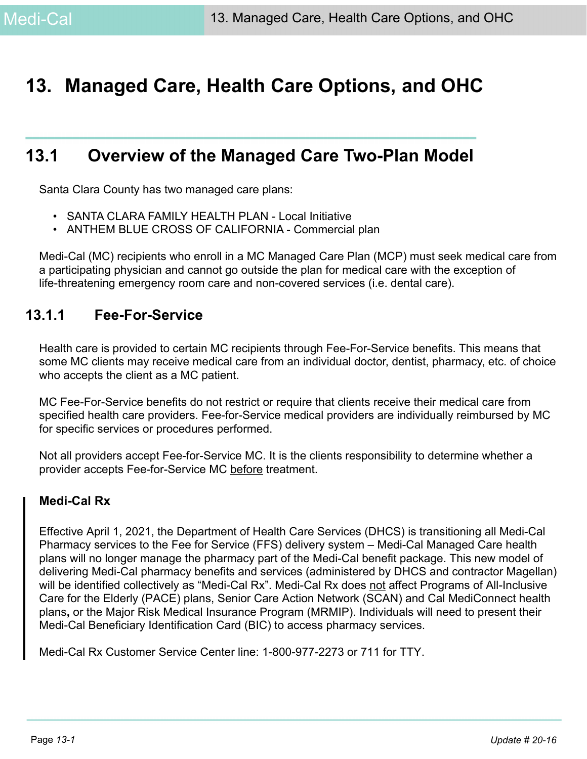# 13. Managed Care, Health Care Options, and OHC

## 13.1 Overview of the Managed Care Two-Plan Model

Santa Clara County has two managed care plans:

- SANTA CLARA FAMILY HEALTH PLAN - Local Initiative
- ANTHEM BLUE CROSS OF CALIFORNIA - Commercial plan

Medi-Cal (MC) recipients who enroll in a MC Managed Care Plan (MCP) must seek medical care from a participating physician and cannot go outside the plan for medical care with the exception of life-threatening emergency room care and non-covered services (i.e. dental care).

### 13.1.1 Fee-For-Service

Health care is provided to certain MC recipients through Fee-For-Service benefits. This means that some MC clients may receive medical care from an individual doctor, dentist, pharmacy, etc. of choice who accepts the client as a MC patient.

MC Fee-For-Service benefits do not restrict or require that clients receive their medical care from specified health care providers. Fee-for-Service medical providers are individually reimbursed by MC for specific services or procedures performed.

Not all providers accept Fee-for-Service MC. It is the clients responsibility to determine whether a provider accepts Fee-for-Service MC before treatment.

**Medi-Cal Rx**

Effective April 1, 2021, the Department of Health Care Services (DHCS) is transitioning all Medi-Cal Pharmacy services to the Fee for Service (FFS) delivery system – Medi-Cal Managed Care health plans will no longer manage the pharmacy part of the Medi-Cal benefit package. This new model of delivering Medi-Cal pharmacy benefits and services (administered by DHCS and contractor Magellan) will be identified collectively as “Medi-Cal Rx”. Medi-Cal Rx does not affect Programs of All-Inclusive Care for the Elderly (PACE) plans, Senior Care Action Network (SCAN) and Cal MediConnect health plans, or the Major Risk Medical Insurance Program (MRMIP). Individuals will need to present their Medi-Cal Beneficiary Identification Card (BIC) to access pharmacy services.

Medi-Cal Rx Customer Service Center line: 1-800-977-2273 or 711 for TTY.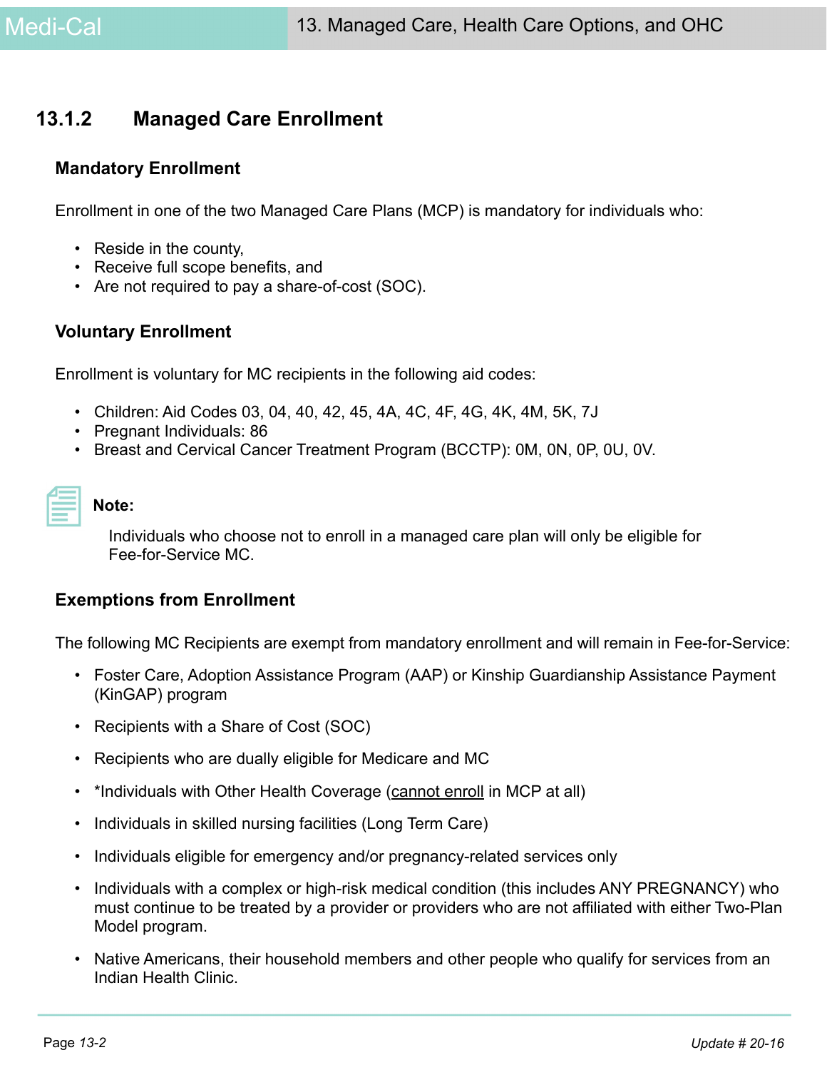## 13.1.2 Managed Care Enrollment

### Mandatory Enrollment

Enrollment in one of the two Managed Care Plans (MCP) is mandatory for individuals who:

- Reside in the county,
- Receive full scope benefits, and
- Are not required to pay a share-of-cost (SOC).

### Voluntary Enrollment

Enrollment is voluntary for MC recipients in the following aid codes:

- Children: Aid Codes 03, 04, 40, 42, 45, 4A, 4C, 4F, 4G, 4K, 4M, 5K, 7J
- Pregnant Individuals: 86
- Breast and Cervical Cancer Treatment Program (BCCTP): 0M, 0N, 0P, 0U, 0V.

**Note:**

Individuals who choose not to enroll in a managed care plan will only be eligible for Fee-for-Service MC.

### Exemptions from Enrollment

The following MC Recipients are exempt from mandatory enrollment and will remain in Fee-for-Service:

- Foster Care, Adoption Assistance Program (AAP) or Kinship Guardianship Assistance Payment (KinGAP) program
- Recipients with a Share of Cost (SOC)
- Recipients who are dually eligible for Medicare and MC
- *Individuals with Other Health Coverage (<u>cannot enroll</u> in MCP at all)
- Individuals in skilled nursing facilities (Long Term Care)
- Individuals eligible for emergency and/or pregnancy-related services only
- Individuals with a complex or high-risk medical condition (this includes ANY PREGNANCY) who must continue to be treated by a provider or providers who are not affiliated with either Two-Plan Model program.
- Native Americans, their household members and other people who qualify for services from an Indian Health Clinic.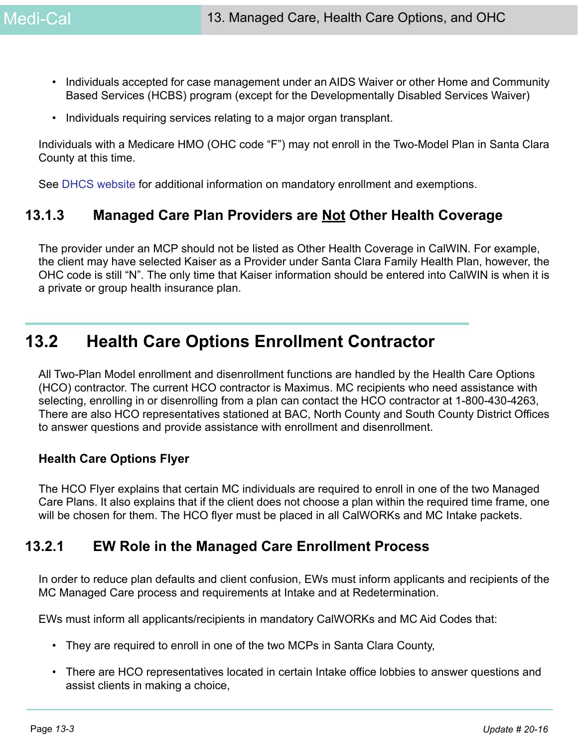- Individuals accepted for case management under an AIDS Waiver or other Home and Community Based Services (HCBS) program (except for the Developmentally Disabled Services Waiver)
- Individuals requiring services relating to a major organ transplant.

Individuals with a Medicare HMO (OHC code "F") may not enroll in the Two-Model Plan in Santa Clara County at this time.

See DHCS website for additional information on mandatory enrollment and exemptions.

### 13.1.3 Managed Care Plan Providers are Not Other Health Coverage

The provider under an MCP should not be listed as Other Health Coverage in CalWIN. For example, the client may have selected Kaiser as a Provider under Santa Clara Family Health Plan, however, the OHC code is still "N". The only time that Kaiser information should be entered into CalWIN is when it is a private or group health insurance plan.

## 13.2 Health Care Options Enrollment Contractor

All Two-Plan Model enrollment and disenrollment functions are handled by the Health Care Options (HCO) contractor. The current HCO contractor is Maximus. MC recipients who need assistance with selecting, enrolling in or disenrolling from a plan can contact the HCO contractor at 1-800-430-4263, There are also HCO representatives stationed at BAC, North County and South County District Offices to answer questions and provide assistance with enrollment and disenrollment.

**Health Care Options Flyer**

The HCO Flyer explains that certain MC individuals are required to enroll in one of the two Managed Care Plans. It also explains that if the client does not choose a plan within the required time frame, one will be chosen for them. The HCO flyer must be placed in all CalWORKs and MC Intake packets.

### 13.2.1 EW Role in the Managed Care Enrollment Process

In order to reduce plan defaults and client confusion, EWs must inform applicants and recipients of the MC Managed Care process and requirements at Intake and at Redetermination.

EWs must inform all applicants/recipients in mandatory CalWORKs and MC Aid Codes that:

- They are required to enroll in one of the two MCPs in Santa Clara County,
- There are HCO representatives located in certain Intake office lobbies to answer questions and assist clients in making a choice,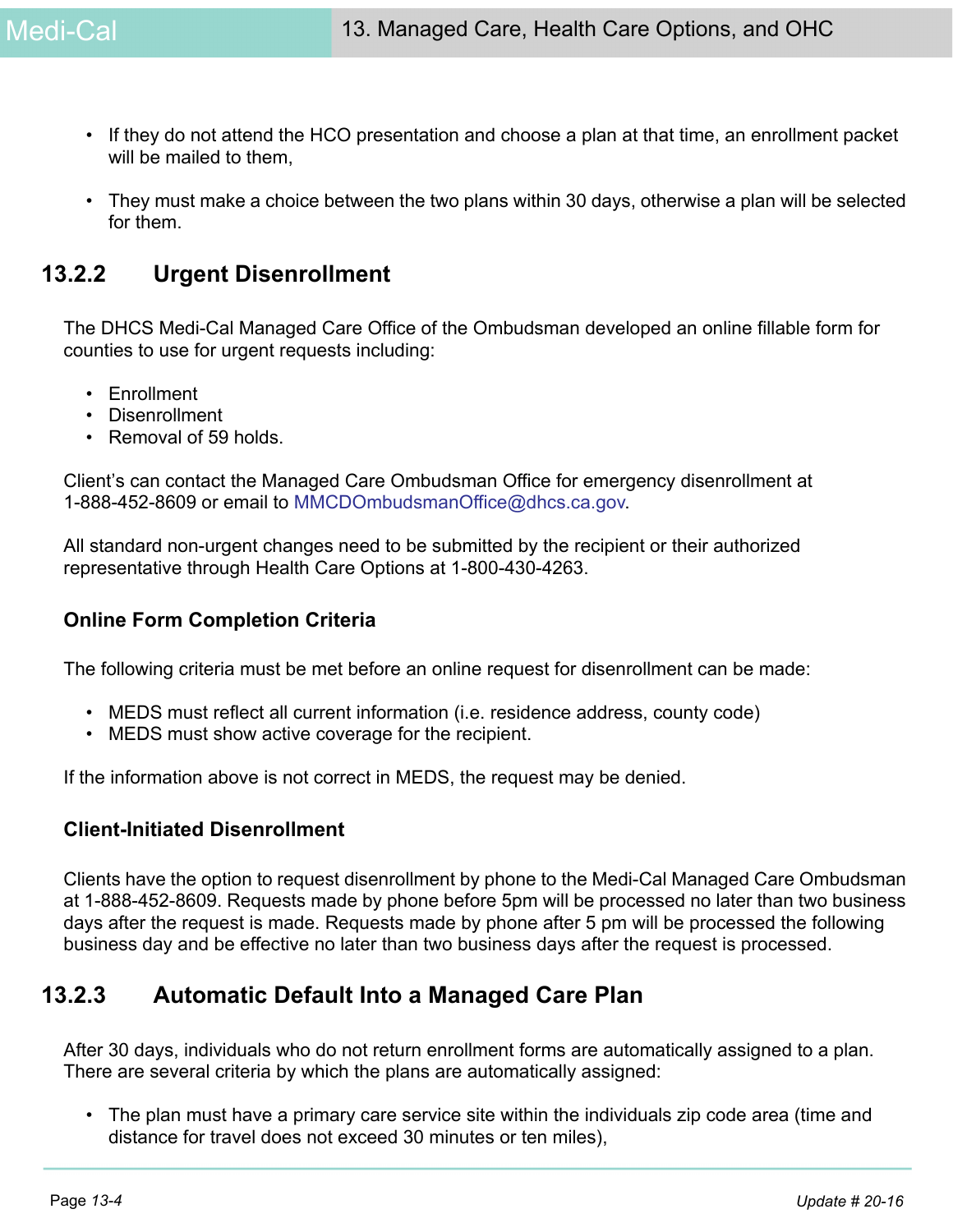- If they do not attend the HCO presentation and choose a plan at that time, an enrollment packet will be mailed to them,
- They must make a choice between the two plans within 30 days, otherwise a plan will be selected for them.

## 13.2.2 Urgent Disenrollment

The DHCS Medi-Cal Managed Care Office of the Ombudsman developed an online fillable form for counties to use for urgent requests including:

- Enrollment
- Disenrollment
- Removal of 59 holds.

Client's can contact the Managed Care Ombudsman Office for emergency disenrollment at 1-888-452-8609 or email to MMCDOmbudsmanOffice@dhcs.ca.gov.

All standard non-urgent changes need to be submitted by the recipient or their authorized representative through Health Care Options at 1-800-430-4263.

### Online Form Completion Criteria

The following criteria must be met before an online request for disenrollment can be made:

- MEDS must reflect all current information (i.e. residence address, county code)
- MEDS must show active coverage for the recipient.

If the information above is not correct in MEDS, the request may be denied.

### Client-Initiated Disenrollment

Clients have the option to request disenrollment by phone to the Medi-Cal Managed Care Ombudsman at 1-888-452-8609. Requests made by phone before 5pm will be processed no later than two business days after the request is made. Requests made by phone after 5 pm will be processed the following business day and be effective no later than two business days after the request is processed.

## 13.2.3 Automatic Default Into a Managed Care Plan

After 30 days, individuals who do not return enrollment forms are automatically assigned to a plan. There are several criteria by which the plans are automatically assigned:

- The plan must have a primary care service site within the individuals zip code area (time and distance for travel does not exceed 30 minutes or ten miles),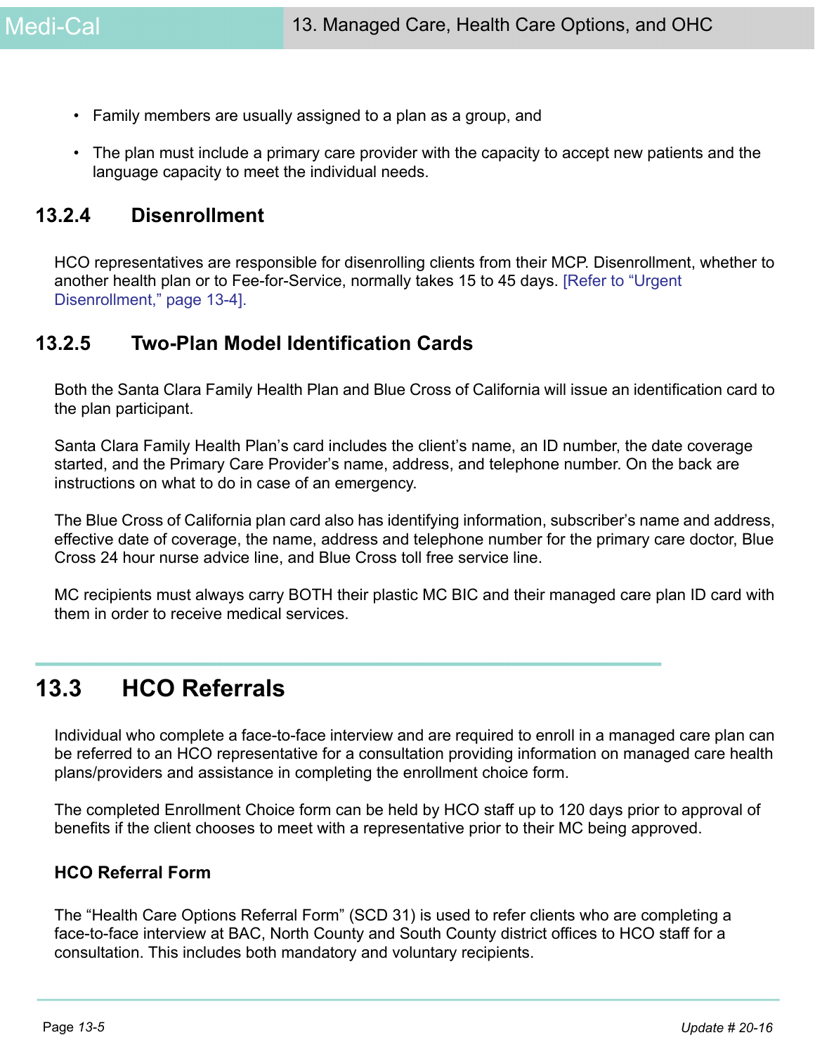- Family members are usually assigned to a plan as a group, and
- The plan must include a primary care provider with the capacity to accept new patients and the language capacity to meet the individual needs.

### 13.2.4 Disenrollment

HCO representatives are responsible for disenrolling clients from their MCP. Disenrollment, whether to another health plan or to Fee-for-Service, normally takes 15 to 45 days. [Refer to "Urgent Disenrollment," page 13-4].

### 13.2.5 Two-Plan Model Identification Cards

Both the Santa Clara Family Health Plan and Blue Cross of California will issue an identification card to the plan participant.

Santa Clara Family Health Plan's card includes the client's name, an ID number, the date coverage started, and the Primary Care Provider's name, address, and telephone number. On the back are instructions on what to do in case of an emergency.

The Blue Cross of California plan card also has identifying information, subscriber's name and address, effective date of coverage, the name, address and telephone number for the primary care doctor, Blue Cross 24 hour nurse advice line, and Blue Cross toll free service line.

MC recipients must always carry BOTH their plastic MC BIC and their managed care plan ID card with them in order to receive medical services.

## 13.3 HCO Referrals

Individual who complete a face-to-face interview and are required to enroll in a managed care plan can be referred to an HCO representative for a consultation providing information on managed care health plans/providers and assistance in completing the enrollment choice form.

The completed Enrollment Choice form can be held by HCO staff up to 120 days prior to approval of benefits if the client chooses to meet with a representative prior to their MC being approved.

**HCO Referral Form**

The "Health Care Options Referral Form" (SCD 31) is used to refer clients who are completing a face-to-face interview at BAC, North County and South County district offices to HCO staff for a consultation. This includes both mandatory and voluntary recipients.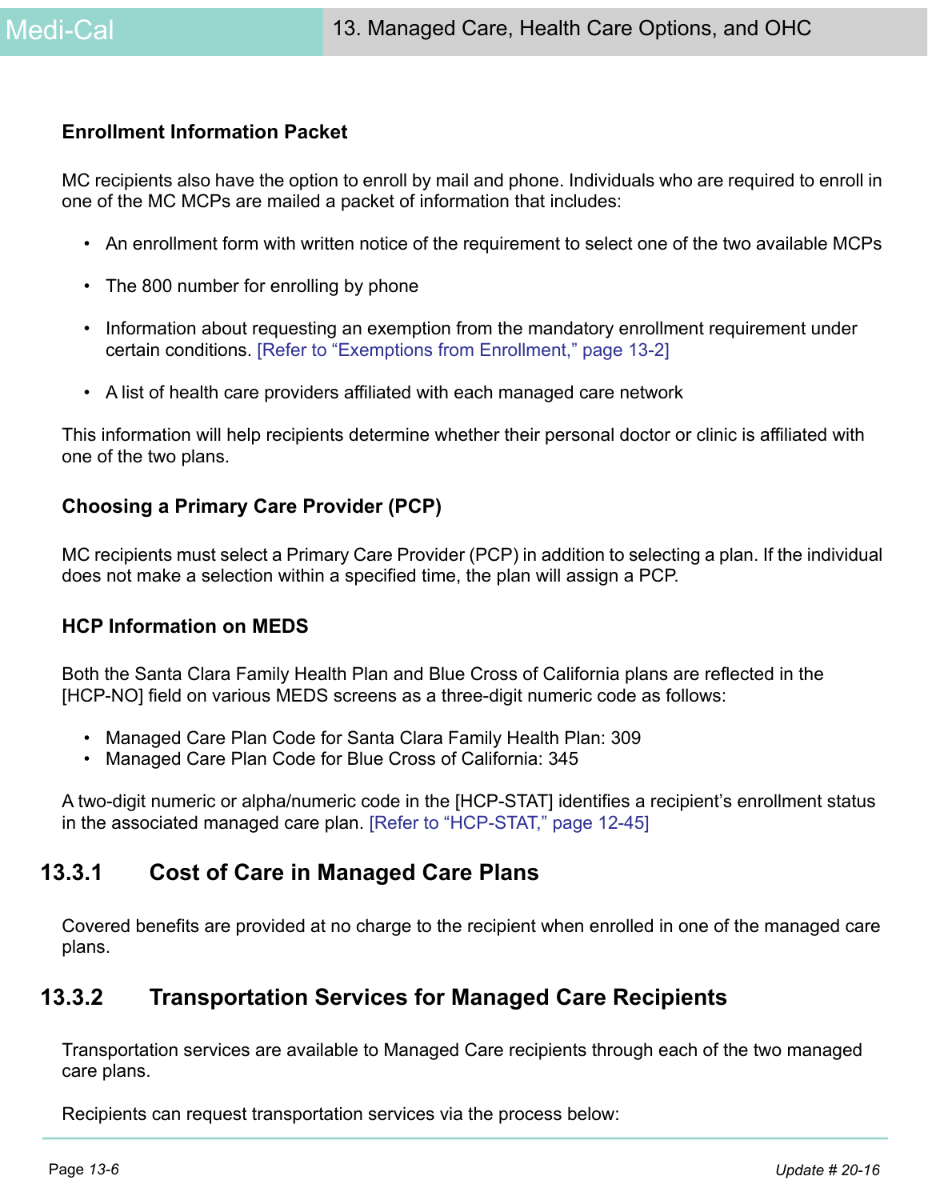### Enrollment Information Packet

MC recipients also have the option to enroll by mail and phone. Individuals who are required to enroll in one of the MC MCPs are mailed a packet of information that includes:

- An enrollment form with written notice of the requirement to select one of the two available MCPs
- The 800 number for enrolling by phone
- Information about requesting an exemption from the mandatory enrollment requirement under certain conditions. [Refer to "Exemptions from Enrollment," page 13-2]
- A list of health care providers affiliated with each managed care network

This information will help recipients determine whether their personal doctor or clinic is affiliated with one of the two plans.

### Choosing a Primary Care Provider (PCP)

MC recipients must select a Primary Care Provider (PCP) in addition to selecting a plan. If the individual does not make a selection within a specified time, the plan will assign a PCP.

### HCP Information on MEDS

Both the Santa Clara Family Health Plan and Blue Cross of California plans are reflected in the [HCP-NO] field on various MEDS screens as a three-digit numeric code as follows:

- Managed Care Plan Code for Santa Clara Family Health Plan: 309
- Managed Care Plan Code for Blue Cross of California: 345

A two-digit numeric or alpha/numeric code in the [HCP-STAT] identifies a recipient's enrollment status in the associated managed care plan. [Refer to "HCP-STAT," page 12-45]

## 13.3.1 Cost of Care in Managed Care Plans

Covered benefits are provided at no charge to the recipient when enrolled in one of the managed care plans.

## 13.3.2 Transportation Services for Managed Care Recipients

Transportation services are available to Managed Care recipients through each of the two managed care plans.

Recipients can request transportation services via the process below: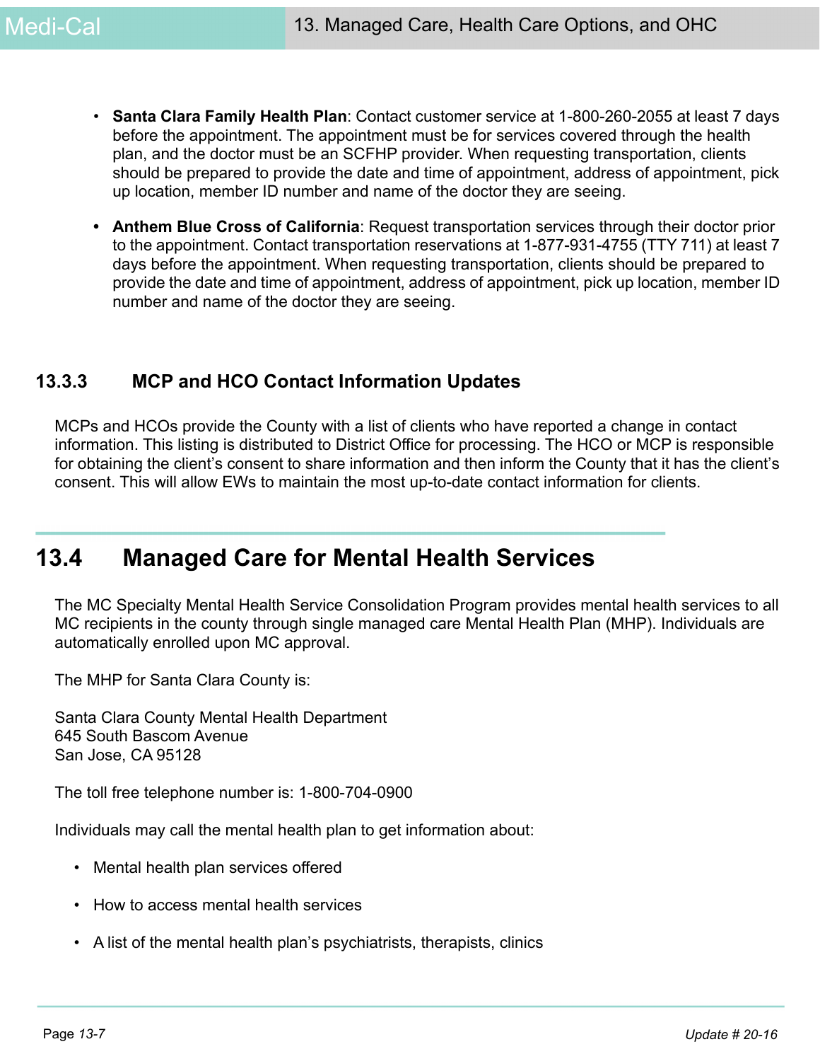- **Santa Clara Family Health Plan**: Contact customer service at 1-800-260-2055 at least 7 days before the appointment. The appointment must be for services covered through the health plan, and the doctor must be an SCFHP provider. When requesting transportation, clients should be prepared to provide the date and time of appointment, address of appointment, pick up location, member ID number and name of the doctor they are seeing.

- **Anthem Blue Cross of California**: Request transportation services through their doctor prior to the appointment. Contact transportation reservations at 1-877-931-4755 (TTY 711) at least 7 days before the appointment. When requesting transportation, clients should be prepared to provide the date and time of appointment, address of appointment, pick up location, member ID number and name of the doctor they are seeing.

### 13.3.3 MCP and HCO Contact Information Updates

MCPs and HCOs provide the County with a list of clients who have reported a change in contact information. This listing is distributed to District Office for processing. The HCO or MCP is responsible for obtaining the client's consent to share information and then inform the County that it has the client's consent. This will allow EWs to maintain the most up-to-date contact information for clients.

## 13.4 Managed Care for Mental Health Services

The MC Specialty Mental Health Service Consolidation Program provides mental health services to all MC recipients in the county through single managed care Mental Health Plan (MHP). Individuals are automatically enrolled upon MC approval.

The MHP for Santa Clara County is:

Santa Clara County Mental Health Department
645 South Bascom Avenue
San Jose, CA 95128

The toll free telephone number is: 1-800-704-0900

Individuals may call the mental health plan to get information about:

- Mental health plan services offered
- How to access mental health services
- A list of the mental health plan's psychiatrists, therapists, clinics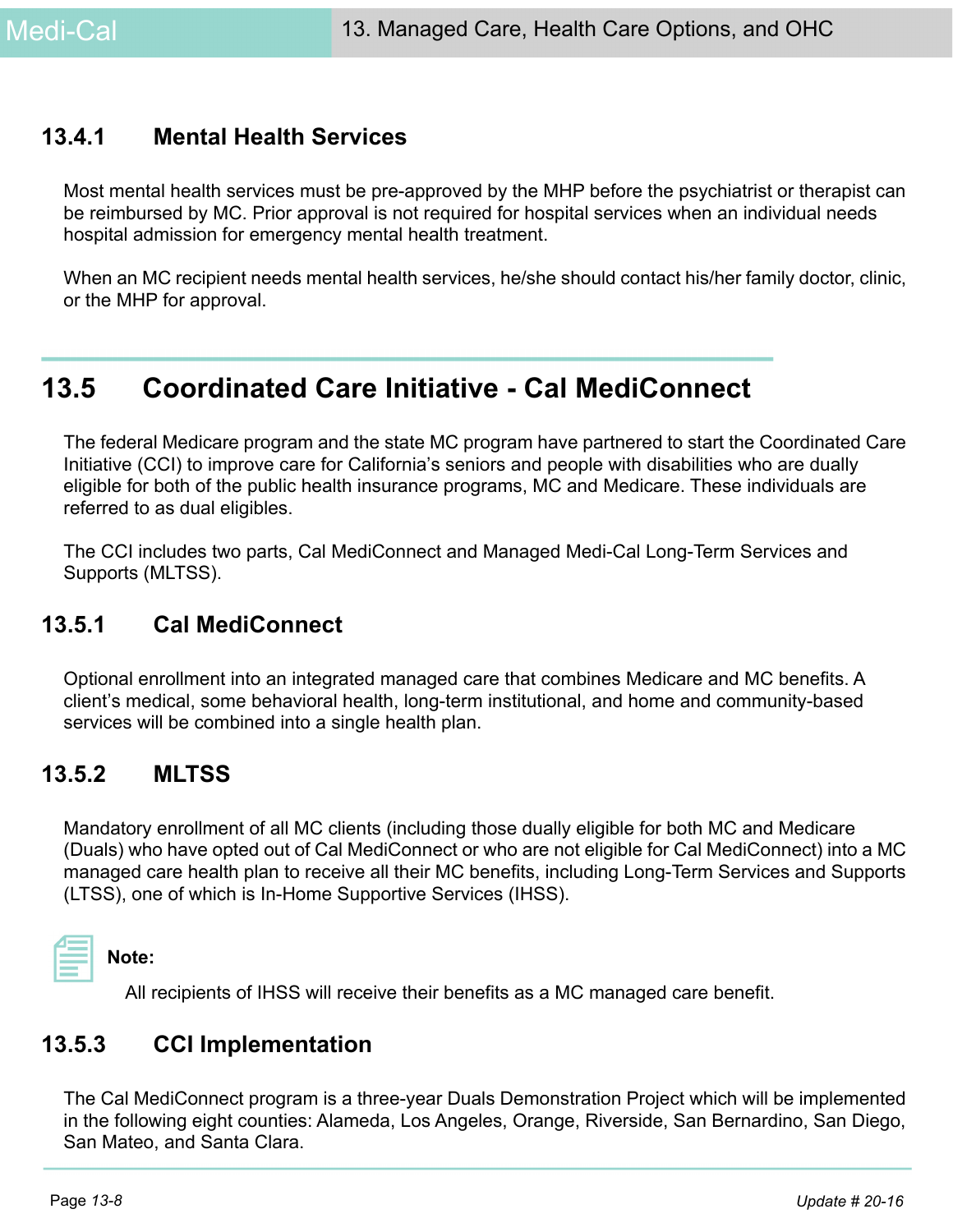### 13.4.1 Mental Health Services

Most mental health services must be pre-approved by the MHP before the psychiatrist or therapist can be reimbursed by MC. Prior approval is not required for hospital services when an individual needs hospital admission for emergency mental health treatment.

When an MC recipient needs mental health services, he/she should contact his/her family doctor, clinic, or the MHP for approval.

## 13.5 Coordinated Care Initiative - Cal MediConnect

The federal Medicare program and the state MC program have partnered to start the Coordinated Care Initiative (CCI) to improve care for California's seniors and people with disabilities who are dually eligible for both of the public health insurance programs, MC and Medicare. These individuals are referred to as dual eligibles.

The CCI includes two parts, Cal MediConnect and Managed Medi-Cal Long-Term Services and Supports (MLTSS).

### 13.5.1 Cal MediConnect

Optional enrollment into an integrated managed care that combines Medicare and MC benefits. A client's medical, some behavioral health, long-term institutional, and home and community-based services will be combined into a single health plan.

### 13.5.2 MLTSS

Mandatory enrollment of all MC clients (including those dually eligible for both MC and Medicare (Duals) who have opted out of Cal MediConnect or who are not eligible for Cal MediConnect) into a MC managed care health plan to receive all their MC benefits, including Long-Term Services and Supports (LTSS), one of which is In-Home Supportive Services (IHSS).

**Note:**

All recipients of IHSS will receive their benefits as a MC managed care benefit.

### 13.5.3 CCI Implementation

The Cal MediConnect program is a three-year Duals Demonstration Project which will be implemented in the following eight counties: Alameda, Los Angeles, Orange, Riverside, San Bernardino, San Diego, San Mateo, and Santa Clara.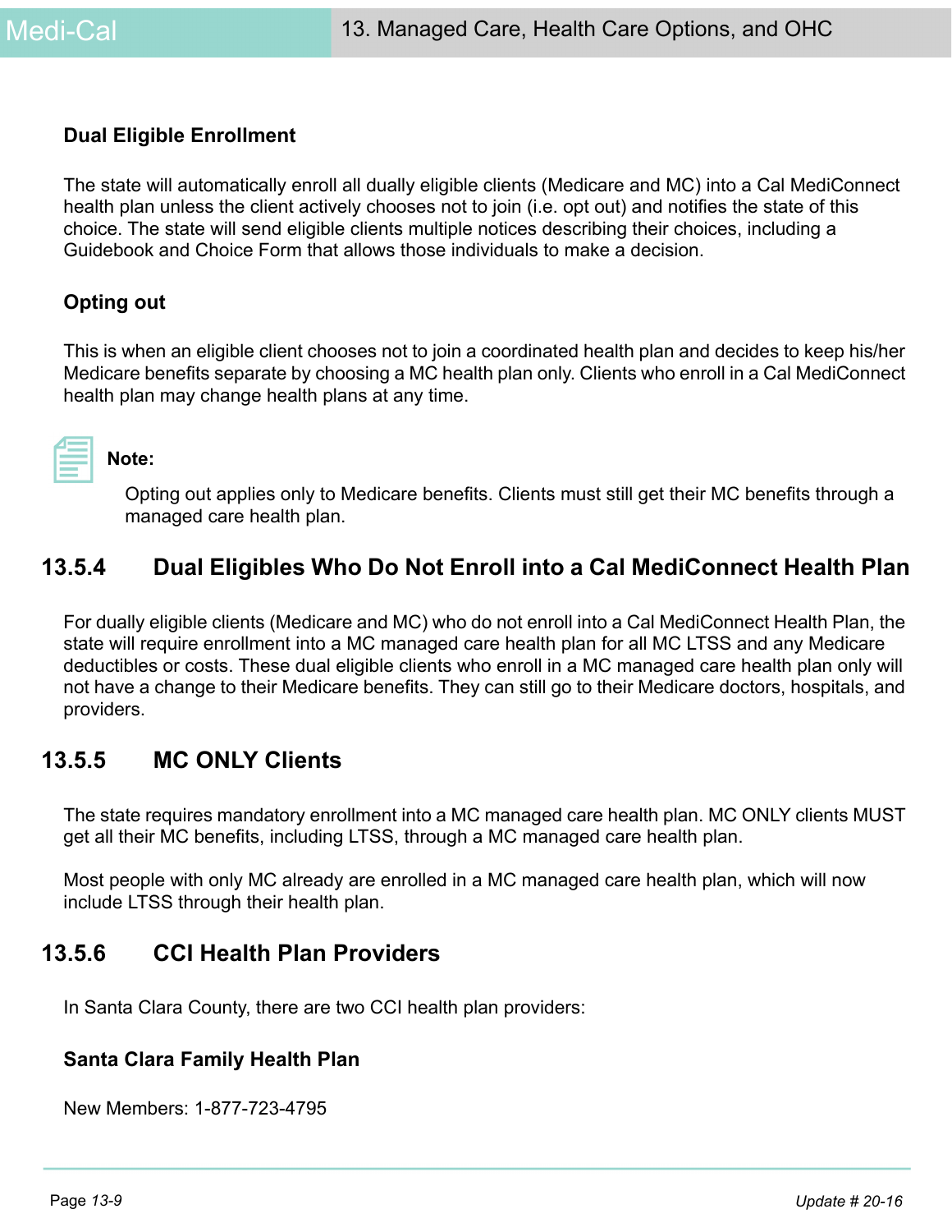### Dual Eligible Enrollment

The state will automatically enroll all dually eligible clients (Medicare and MC) into a Cal MediConnect health plan unless the client actively chooses not to join (i.e. opt out) and notifies the state of this choice. The state will send eligible clients multiple notices describing their choices, including a Guidebook and Choice Form that allows those individuals to make a decision.

### Opting out

This is when an eligible client chooses not to join a coordinated health plan and decides to keep his/her Medicare benefits separate by choosing a MC health plan only. Clients who enroll in a Cal MediConnect health plan may change health plans at any time.

**Note:**

Opting out applies only to Medicare benefits. Clients must still get their MC benefits through a managed care health plan.

## 13.5.4 Dual Eligibles Who Do Not Enroll into a Cal MediConnect Health Plan

For dually eligible clients (Medicare and MC) who do not enroll into a Cal MediConnect Health Plan, the state will require enrollment into a MC managed care health plan for all MC LTSS and any Medicare deductibles or costs. These dual eligible clients who enroll in a MC managed care health plan only will not have a change to their Medicare benefits. They can still go to their Medicare doctors, hospitals, and providers.

## 13.5.5 MC ONLY Clients

The state requires mandatory enrollment into a MC managed care health plan. MC ONLY clients MUST get all their MC benefits, including LTSS, through a MC managed care health plan.

Most people with only MC already are enrolled in a MC managed care health plan, which will now include LTSS through their health plan.

## 13.5.6 CCI Health Plan Providers

In Santa Clara County, there are two CCI health plan providers:

### Santa Clara Family Health Plan

New Members: 1-877-723-4795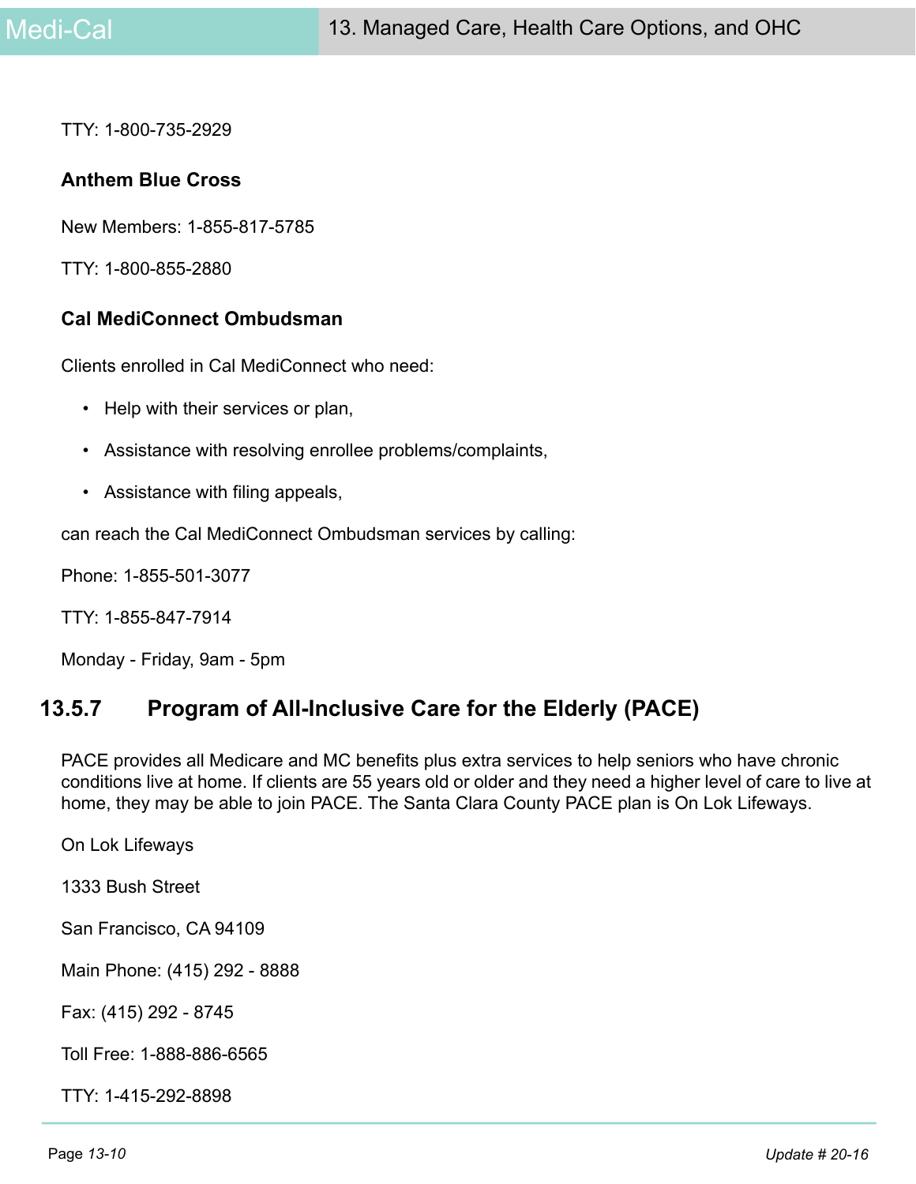TTY: 1-800-735-2929

**Anthem Blue Cross**

New Members: 1-855-817-5785

TTY: 1-800-855-2880

**Cal MediConnect Ombudsman**

Clients enrolled in Cal MediConnect who need:

- Help with their services or plan,
- Assistance with resolving enrollee problems/complaints,
- Assistance with filing appeals,

can reach the Cal MediConnect Ombudsman services by calling:

Phone: 1-855-501-3077

TTY: 1-855-847-7914

Monday - Friday, 9am - 5pm

## 13.5.7 Program of All-Inclusive Care for the Elderly (PACE)

PACE provides all Medicare and MC benefits plus extra services to help seniors who have chronic conditions live at home. If clients are 55 years old or older and they need a higher level of care to live at home, they may be able to join PACE. The Santa Clara County PACE plan is On Lok Lifeways.

On Lok Lifeways

1333 Bush Street

San Francisco, CA 94109

Main Phone: (415) 292 - 8888

Fax: (415) 292 - 8745

Toll Free: 1-888-886-6565

TTY: 1-415-292-8898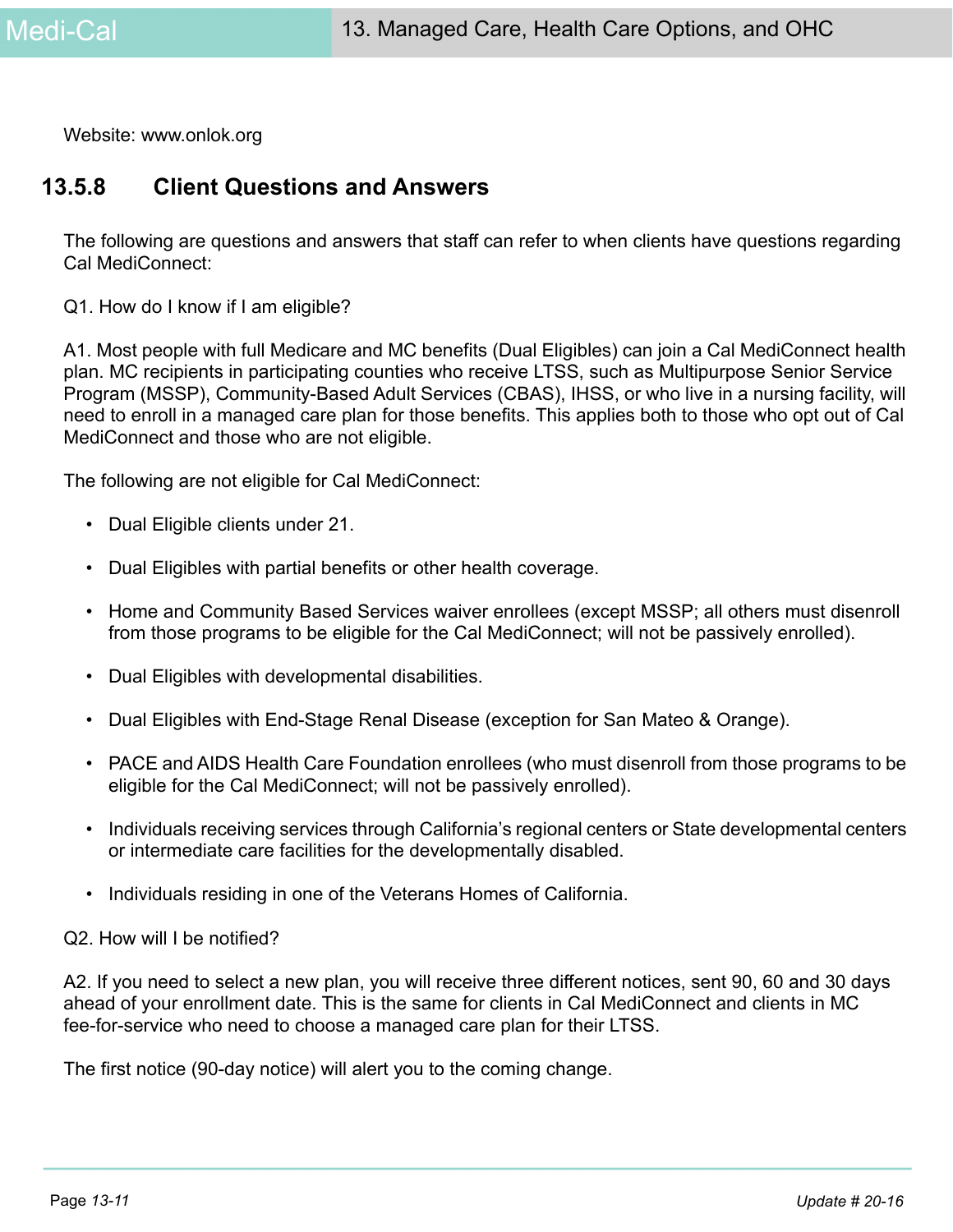Website: www.onlok.org

### 13.5.8 Client Questions and Answers

The following are questions and answers that staff can refer to when clients have questions regarding Cal MediConnect:

Q1. How do I know if I am eligible?

A1. Most people with full Medicare and MC benefits (Dual Eligibles) can join a Cal MediConnect health plan. MC recipients in participating counties who receive LTSS, such as Multipurpose Senior Service Program (MSSP), Community-Based Adult Services (CBAS), IHSS, or who live in a nursing facility, will need to enroll in a managed care plan for those benefits. This applies both to those who opt out of Cal MediConnect and those who are not eligible.

The following are not eligible for Cal MediConnect:

- Dual Eligible clients under 21.
- Dual Eligibles with partial benefits or other health coverage.
- Home and Community Based Services waiver enrollees (except MSSP; all others must disenroll from those programs to be eligible for the Cal MediConnect; will not be passively enrolled).
- Dual Eligibles with developmental disabilities.
- Dual Eligibles with End-Stage Renal Disease (exception for San Mateo & Orange).
- PACE and AIDS Health Care Foundation enrollees (who must disenroll from those programs to be eligible for the Cal MediConnect; will not be passively enrolled).
- Individuals receiving services through California's regional centers or State developmental centers or intermediate care facilities for the developmentally disabled.
- Individuals residing in one of the Veterans Homes of California.

Q2. How will I be notified?

A2. If you need to select a new plan, you will receive three different notices, sent 90, 60 and 30 days ahead of your enrollment date. This is the same for clients in Cal MediConnect and clients in MC fee-for-service who need to choose a managed care plan for their LTSS.

The first notice (90-day notice) will alert you to the coming change.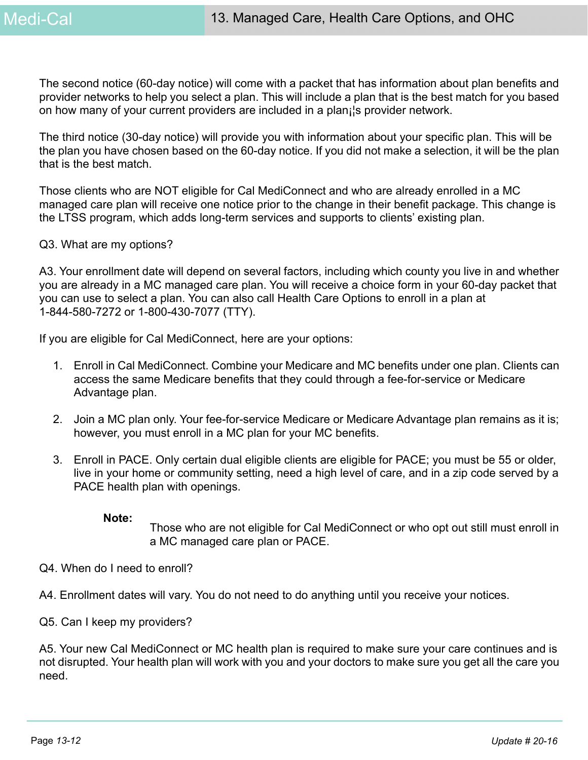The second notice (60-day notice) will come with a packet that has information about plan benefits and provider networks to help you select a plan. This will include a plan that is the best match for you based on how many of your current providers are included in a plan¡¦s provider network.

The third notice (30-day notice) will provide you with information about your specific plan. This will be the plan you have chosen based on the 60-day notice. If you did not make a selection, it will be the plan that is the best match.

Those clients who are NOT eligible for Cal MediConnect and who are already enrolled in a MC managed care plan will receive one notice prior to the change in their benefit package. This change is the LTSS program, which adds long-term services and supports to clients' existing plan.

Q3. What are my options?

A3. Your enrollment date will depend on several factors, including which county you live in and whether you are already in a MC managed care plan. You will receive a choice form in your 60-day packet that you can use to select a plan. You can also call Health Care Options to enroll in a plan at 1-844-580-7272 or 1-800-430-7077 (TTY).

If you are eligible for Cal MediConnect, here are your options:

1. Enroll in Cal MediConnect. Combine your Medicare and MC benefits under one plan. Clients can access the same Medicare benefits that they could through a fee-for-service or Medicare Advantage plan.
2. Join a MC plan only. Your fee-for-service Medicare or Medicare Advantage plan remains as it is; however, you must enroll in a MC plan for your MC benefits.
3. Enroll in PACE. Only certain dual eligible clients are eligible for PACE; you must be 55 or older, live in your home or community setting, need a high level of care, and in a zip code served by a PACE health plan with openings.

**Note:** Those who are not eligible for Cal MediConnect or who opt out still must enroll in a MC managed care plan or PACE.

Q4. When do I need to enroll?

A4. Enrollment dates will vary. You do not need to do anything until you receive your notices.

Q5. Can I keep my providers?

A5. Your new Cal MediConnect or MC health plan is required to make sure your care continues and is not disrupted. Your health plan will work with you and your doctors to make sure you get all the care you need.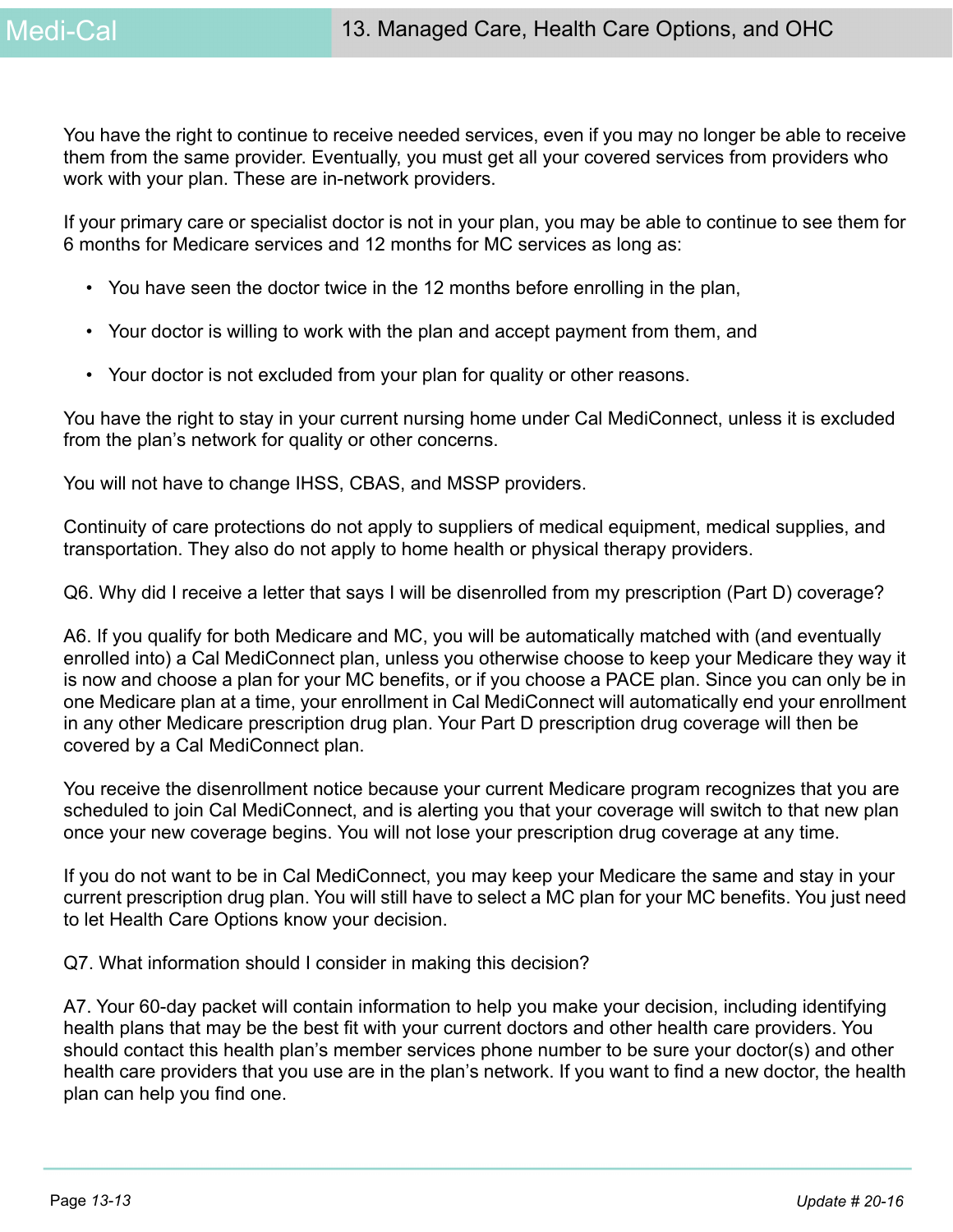You have the right to continue to receive needed services, even if you may no longer be able to receive them from the same provider. Eventually, you must get all your covered services from providers who work with your plan. These are in-network providers.

If your primary care or specialist doctor is not in your plan, you may be able to continue to see them for 6 months for Medicare services and 12 months for MC services as long as:

- You have seen the doctor twice in the 12 months before enrolling in the plan,
- Your doctor is willing to work with the plan and accept payment from them, and
- Your doctor is not excluded from your plan for quality or other reasons.

You have the right to stay in your current nursing home under Cal MediConnect, unless it is excluded from the plan's network for quality or other concerns.

You will not have to change IHSS, CBAS, and MSSP providers.

Continuity of care protections do not apply to suppliers of medical equipment, medical supplies, and transportation. They also do not apply to home health or physical therapy providers.

Q6. Why did I receive a letter that says I will be disenrolled from my prescription (Part D) coverage?

A6. If you qualify for both Medicare and MC, you will be automatically matched with (and eventually enrolled into) a Cal MediConnect plan, unless you otherwise choose to keep your Medicare they way it is now and choose a plan for your MC benefits, or if you choose a PACE plan. Since you can only be in one Medicare plan at a time, your enrollment in Cal MediConnect will automatically end your enrollment in any other Medicare prescription drug plan. Your Part D prescription drug coverage will then be covered by a Cal MediConnect plan.

You receive the disenrollment notice because your current Medicare program recognizes that you are scheduled to join Cal MediConnect, and is alerting you that your coverage will switch to that new plan once your new coverage begins. You will not lose your prescription drug coverage at any time.

If you do not want to be in Cal MediConnect, you may keep your Medicare the same and stay in your current prescription drug plan. You will still have to select a MC plan for your MC benefits. You just need to let Health Care Options know your decision.

Q7. What information should I consider in making this decision?

A7. Your 60-day packet will contain information to help you make your decision, including identifying health plans that may be the best fit with your current doctors and other health care providers. You should contact this health plan's member services phone number to be sure your doctor(s) and other health care providers that you use are in the plan's network. If you want to find a new doctor, the health plan can help you find one.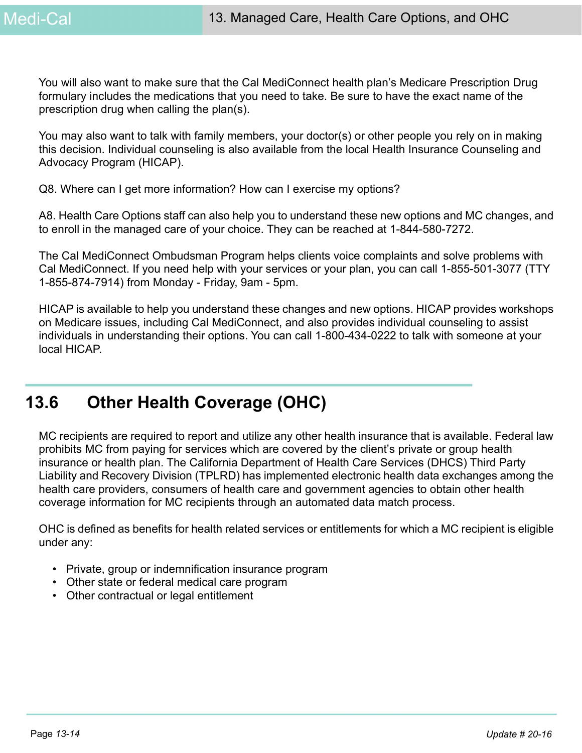You will also want to make sure that the Cal MediConnect health plan's Medicare Prescription Drug formulary includes the medications that you need to take. Be sure to have the exact name of the prescription drug when calling the plan(s).

You may also want to talk with family members, your doctor(s) or other people you rely on in making this decision. Individual counseling is also available from the local Health Insurance Counseling and Advocacy Program (HICAP).

Q8. Where can I get more information? How can I exercise my options?

A8. Health Care Options staff can also help you to understand these new options and MC changes, and to enroll in the managed care of your choice. They can be reached at 1-844-580-7272.

The Cal MediConnect Ombudsman Program helps clients voice complaints and solve problems with Cal MediConnect. If you need help with your services or your plan, you can call 1-855-501-3077 (TTY 1-855-874-7914) from Monday - Friday, 9am - 5pm.

HICAP is available to help you understand these changes and new options. HICAP provides workshops on Medicare issues, including Cal MediConnect, and also provides individual counseling to assist individuals in understanding their options. You can call 1-800-434-0222 to talk with someone at your local HICAP.

## 13.6 Other Health Coverage (OHC)

MC recipients are required to report and utilize any other health insurance that is available. Federal law prohibits MC from paying for services which are covered by the client's private or group health insurance or health plan. The California Department of Health Care Services (DHCS) Third Party Liability and Recovery Division (TPLRD) has implemented electronic health data exchanges among the health care providers, consumers of health care and government agencies to obtain other health coverage information for MC recipients through an automated data match process.

OHC is defined as benefits for health related services or entitlements for which a MC recipient is eligible under any:

- Private, group or indemnification insurance program
- Other state or federal medical care program
- Other contractual or legal entitlement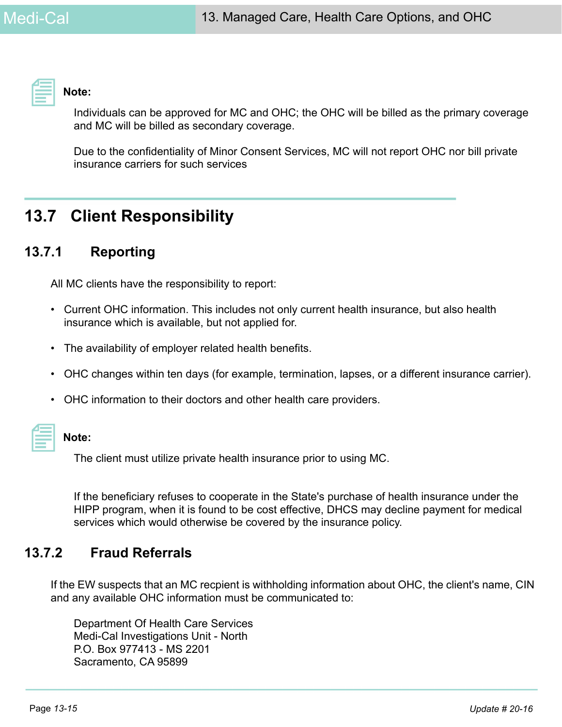**Note:**

Individuals can be approved for MC and OHC; the OHC will be billed as the primary coverage and MC will be billed as secondary coverage.

Due to the confidentiality of Minor Consent Services, MC will not report OHC nor bill private insurance carriers for such services

## 13.7 Client Responsibility

### 13.7.1 Reporting

All MC clients have the responsibility to report:

- Current OHC information. This includes not only current health insurance, but also health insurance which is available, but not applied for.
- The availability of employer related health benefits.
- OHC changes within ten days (for example, termination, lapses, or a different insurance carrier).
- OHC information to their doctors and other health care providers.

**Note:**

The client must utilize private health insurance prior to using MC.

If the beneficiary refuses to cooperate in the State's purchase of health insurance under the HIPP program, when it is found to be cost effective, DHCS may decline payment for medical services which would otherwise be covered by the insurance policy.

### 13.7.2 Fraud Referrals

If the EW suspects that an MC recpient is withholding information about OHC, the client's name, CIN and any available OHC information must be communicated to:

Department Of Health Care Services
Medi-Cal Investigations Unit - North
P.O. Box 977413 - MS 2201
Sacramento, CA 95899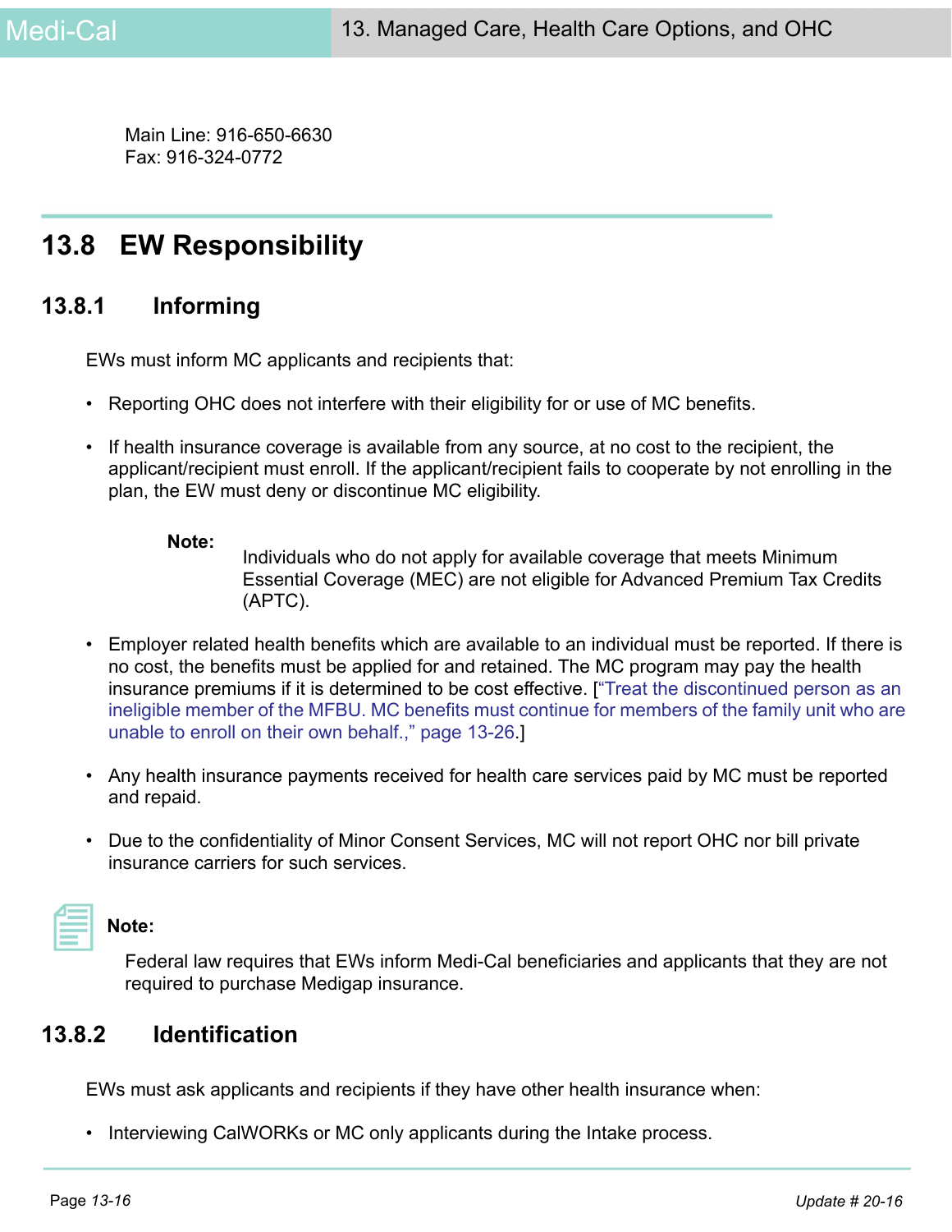Main Line: 916-650-6630
Fax: 916-324-0772

## 13.8 EW Responsibility

### 13.8.1 Informing

EWs must inform MC applicants and recipients that:

- Reporting OHC does not interfere with their eligibility for or use of MC benefits.
- If health insurance coverage is available from any source, at no cost to the recipient, the applicant/recipient must enroll. If the applicant/recipient fails to cooperate by not enrolling in the plan, the EW must deny or discontinue MC eligibility.

  **Note:** Individuals who do not apply for available coverage that meets Minimum Essential Coverage (MEC) are not eligible for Advanced Premium Tax Credits (APTC).

- Employer related health benefits which are available to an individual must be reported. If there is no cost, the benefits must be applied for and retained. The MC program may pay the health insurance premiums if it is determined to be cost effective. ["Treat the discontinued person as an ineligible member of the MFBU. MC benefits must continue for members of the family unit who are unable to enroll on their own behalf.," page 13-26.]
- Any health insurance payments received for health care services paid by MC must be reported and repaid.
- Due to the confidentiality of Minor Consent Services, MC will not report OHC nor bill private insurance carriers for such services.

**Note:**

Federal law requires that EWs inform Medi-Cal beneficiaries and applicants that they are not required to purchase Medigap insurance.

### 13.8.2 Identification

EWs must ask applicants and recipients if they have other health insurance when:

- Interviewing CalWORKs or MC only applicants during the Intake process.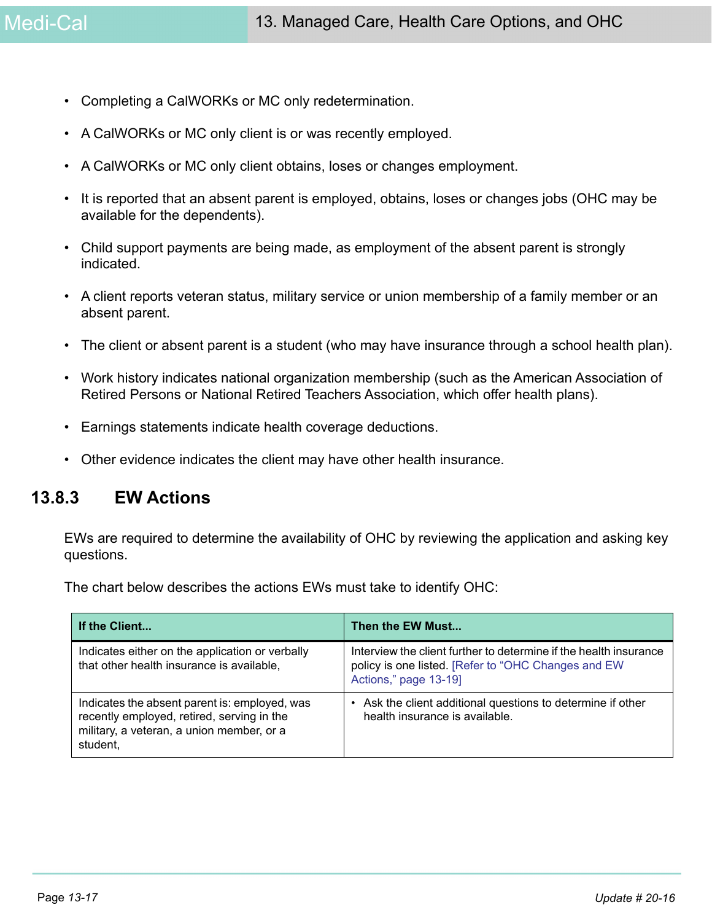- Completing a CalWORKs or MC only redetermination.
- A CalWORKs or MC only client is or was recently employed.
- A CalWORKs or MC only client obtains, loses or changes employment.
- It is reported that an absent parent is employed, obtains, loses or changes jobs (OHC may be available for the dependents).
- Child support payments are being made, as employment of the absent parent is strongly indicated.
- A client reports veteran status, military service or union membership of a family member or an absent parent.
- The client or absent parent is a student (who may have insurance through a school health plan).
- Work history indicates national organization membership (such as the American Association of Retired Persons or National Retired Teachers Association, which offer health plans).
- Earnings statements indicate health coverage deductions.
- Other evidence indicates the client may have other health insurance.

## 13.8.3 EW Actions

EWs are required to determine the availability of OHC by reviewing the application and asking key questions.

The chart below describes the actions EWs must take to identify OHC:

| If the Client... | Then the EW Must... |
|---|---|
| Indicates either on the application or verbally that other health insurance is available, | Interview the client further to determine if the health insurance policy is one listed. [Refer to "OHC Changes and EW Actions," page 13-19] |
| Indicates the absent parent is: employed, was recently employed, retired, serving in the military, a veteran, a union member, or a student, | • Ask the client additional questions to determine if other health insurance is available. |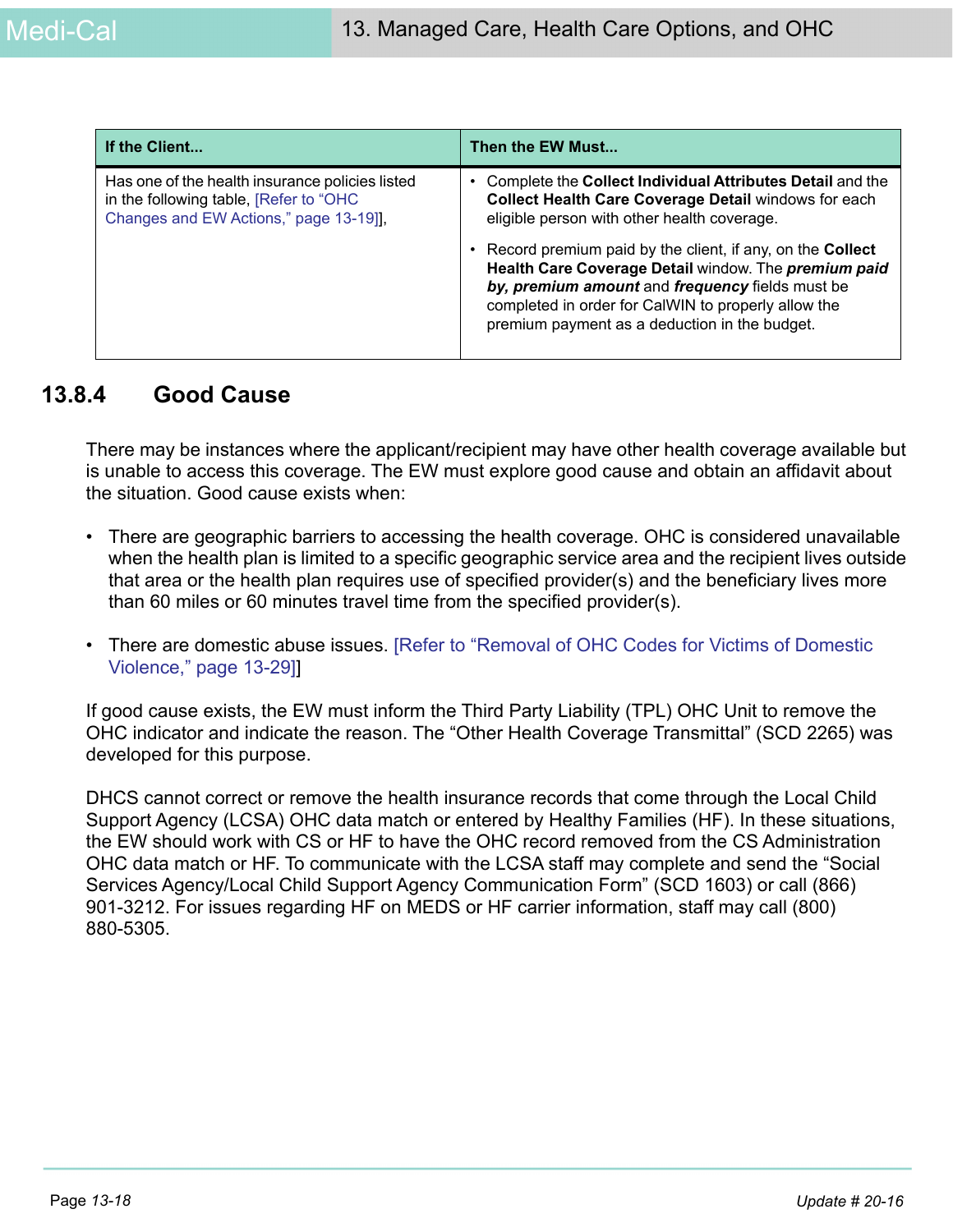| If the Client... | Then the EW Must... |
|---|---|
| Has one of the health insurance policies listed in the following table, [Refer to "OHC Changes and EW Actions," page 13-19]], | • Complete the **Collect Individual Attributes Detail** and the **Collect Health Care Coverage Detail** windows for each eligible person with other health coverage.<br>• Record premium paid by the client, if any, on the **Collect Health Care Coverage Detail** window. The ***premium paid by, premium amount*** and ***frequency*** fields must be completed in order for CalWIN to properly allow the premium payment as a deduction in the budget. |

## 13.8.4 Good Cause

There may be instances where the applicant/recipient may have other health coverage available but is unable to access this coverage. The EW must explore good cause and obtain an affidavit about the situation. Good cause exists when:

- There are geographic barriers to accessing the health coverage. OHC is considered unavailable when the health plan is limited to a specific geographic service area and the recipient lives outside that area or the health plan requires use of specified provider(s) and the beneficiary lives more than 60 miles or 60 minutes travel time from the specified provider(s).
- There are domestic abuse issues. [Refer to "Removal of OHC Codes for Victims of Domestic Violence," page 13-29]]

If good cause exists, the EW must inform the Third Party Liability (TPL) OHC Unit to remove the OHC indicator and indicate the reason. The "Other Health Coverage Transmittal" (SCD 2265) was developed for this purpose.

DHCS cannot correct or remove the health insurance records that come through the Local Child Support Agency (LCSA) OHC data match or entered by Healthy Families (HF). In these situations, the EW should work with CS or HF to have the OHC record removed from the CS Administration OHC data match or HF. To communicate with the LCSA staff may complete and send the "Social Services Agency/Local Child Support Agency Communication Form" (SCD 1603) or call (866) 901-3212. For issues regarding HF on MEDS or HF carrier information, staff may call (800) 880-5305.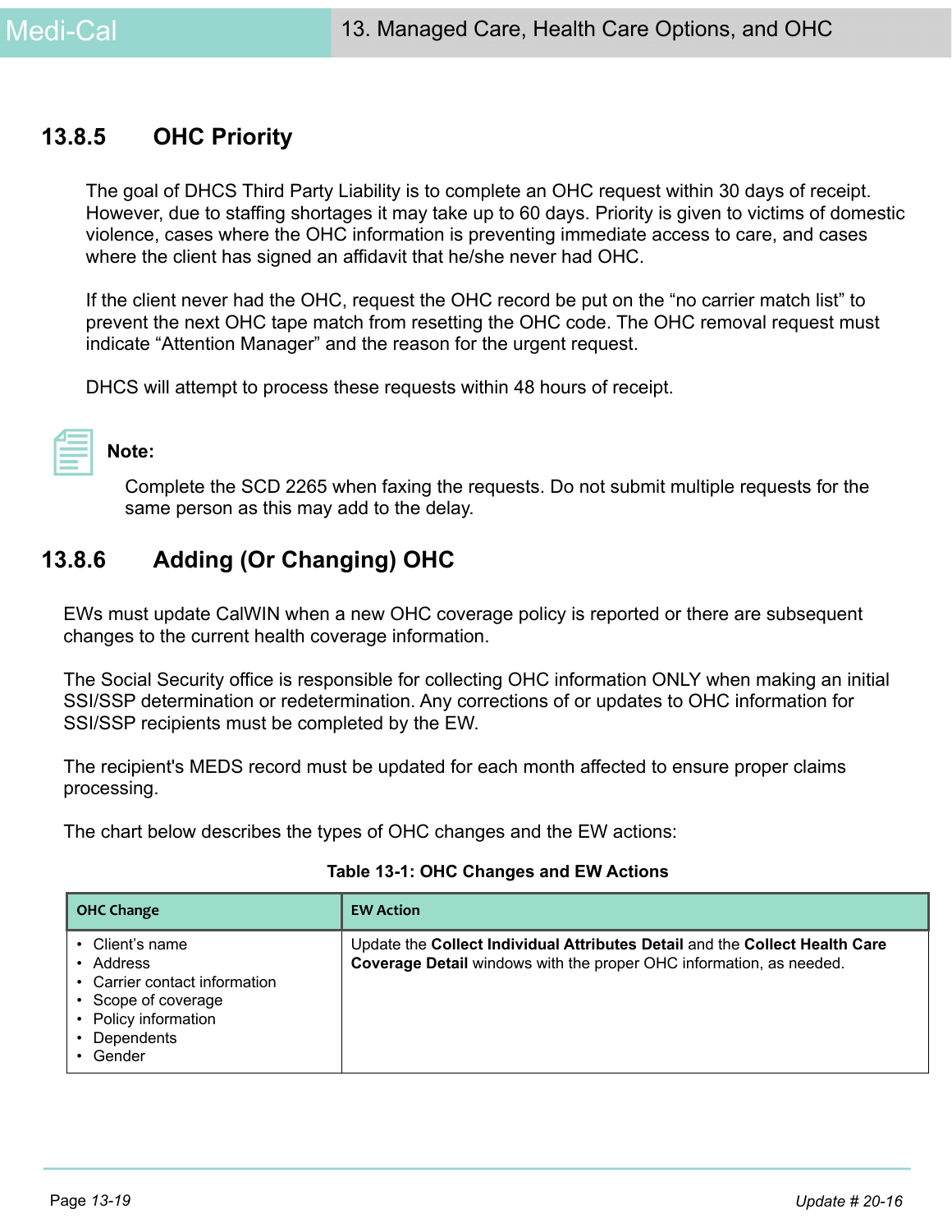## 13.8.5 OHC Priority

The goal of DHCS Third Party Liability is to complete an OHC request within 30 days of receipt. However, due to staffing shortages it may take up to 60 days. Priority is given to victims of domestic violence, cases where the OHC information is preventing immediate access to care, and cases where the client has signed an affidavit that he/she never had OHC.

If the client never had the OHC, request the OHC record be put on the "no carrier match list" to prevent the next OHC tape match from resetting the OHC code. The OHC removal request must indicate "Attention Manager" and the reason for the urgent request.

DHCS will attempt to process these requests within 48 hours of receipt.

**Note:**

Complete the SCD 2265 when faxing the requests. Do not submit multiple requests for the same person as this may add to the delay.

## 13.8.6 Adding (Or Changing) OHC

EWs must update CalWIN when a new OHC coverage policy is reported or there are subsequent changes to the current health coverage information.

The Social Security office is responsible for collecting OHC information ONLY when making an initial SSI/SSP determination or redetermination. Any corrections of or updates to OHC information for SSI/SSP recipients must be completed by the EW.

The recipient's MEDS record must be updated for each month affected to ensure proper claims processing.

The chart below describes the types of OHC changes and the EW actions:

**Table 13-1: OHC Changes and EW Actions**

| OHC Change | EW Action |
|---|---|
| • Client's name<br>• Address<br>• Carrier contact information<br>• Scope of coverage<br>• Policy information<br>• Dependents<br>• Gender | Update the **Collect Individual Attributes Detail** and the **Collect Health Care Coverage Detail** windows with the proper OHC information, as needed. |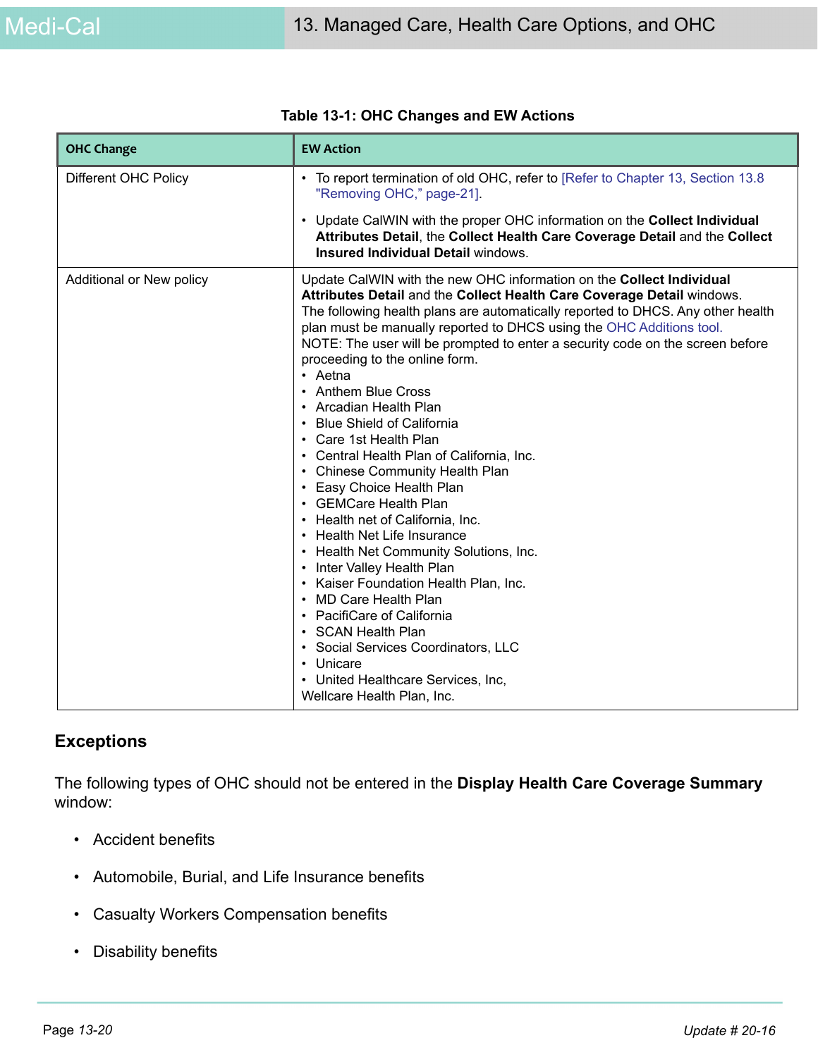**Table 13-1: OHC Changes and EW Actions**

| OHC Change | EW Action |
|---|---|
| Different OHC Policy | • To report termination of old OHC, refer to [Refer to Chapter 13, Section 13.8 "Removing OHC," page-21].<br><br>• Update CalWIN with the proper OHC information on the **Collect Individual Attributes Detail**, the **Collect Health Care Coverage Detail** and the **Collect Insured Individual Detail** windows. |
| Additional or New policy | Update CalWIN with the new OHC information on the **Collect Individual Attributes Detail** and the **Collect Health Care Coverage Detail** windows.<br>The following health plans are automatically reported to DHCS. Any other health plan must be manually reported to DHCS using the OHC Additions tool.<br>NOTE: The user will be prompted to enter a security code on the screen before proceeding to the online form.<br>• Aetna<br>• Anthem Blue Cross<br>• Arcadian Health Plan<br>• Blue Shield of California<br>• Care 1st Health Plan<br>• Central Health Plan of California, Inc.<br>• Chinese Community Health Plan<br>• Easy Choice Health Plan<br>• GEMCare Health Plan<br>• Health net of California, Inc.<br>• Health Net Life Insurance<br>• Health Net Community Solutions, Inc.<br>• Inter Valley Health Plan<br>• Kaiser Foundation Health Plan, Inc.<br>• MD Care Health Plan<br>• PacifiCare of California<br>• SCAN Health Plan<br>• Social Services Coordinators, LLC<br>• Unicare<br>• United Healthcare Services, Inc,<br>Wellcare Health Plan, Inc. |

### Exceptions

The following types of OHC should not be entered in the **Display Health Care Coverage Summary** window:

- Accident benefits
- Automobile, Burial, and Life Insurance benefits
- Casualty Workers Compensation benefits
- Disability benefits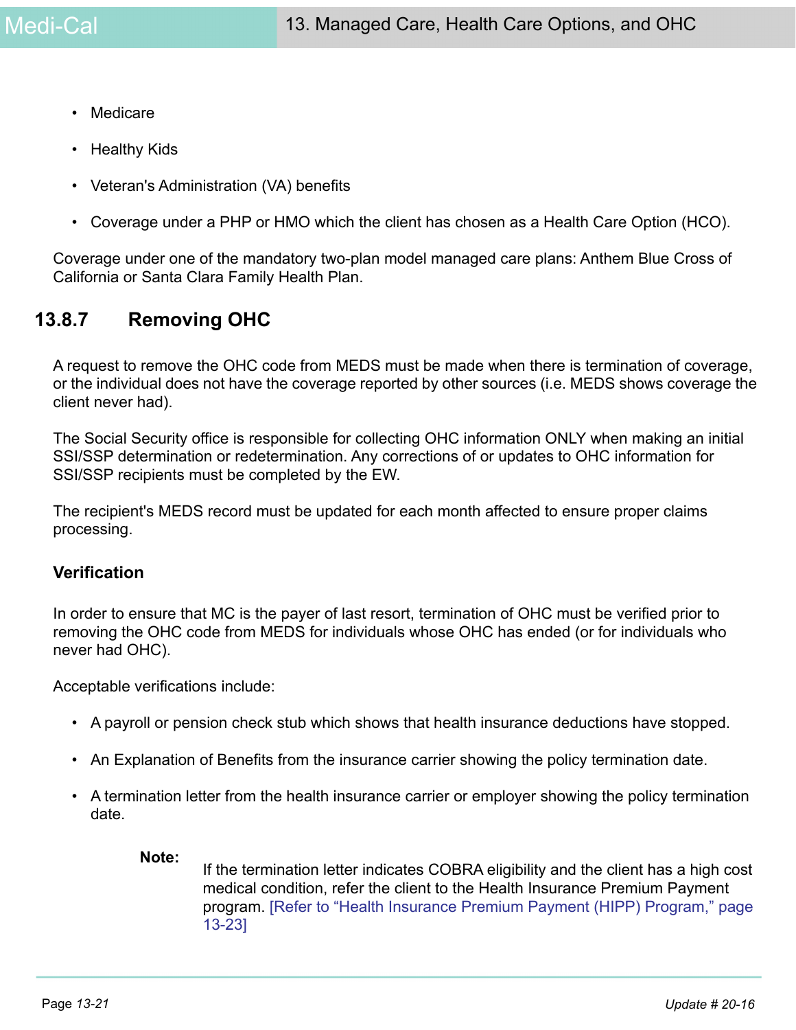- Medicare
- Healthy Kids
- Veteran's Administration (VA) benefits
- Coverage under a PHP or HMO which the client has chosen as a Health Care Option (HCO).

Coverage under one of the mandatory two-plan model managed care plans: Anthem Blue Cross of California or Santa Clara Family Health Plan.

## 13.8.7 Removing OHC

A request to remove the OHC code from MEDS must be made when there is termination of coverage, or the individual does not have the coverage reported by other sources (i.e. MEDS shows coverage the client never had).

The Social Security office is responsible for collecting OHC information ONLY when making an initial SSI/SSP determination or redetermination. Any corrections of or updates to OHC information for SSI/SSP recipients must be completed by the EW.

The recipient's MEDS record must be updated for each month affected to ensure proper claims processing.

### Verification

In order to ensure that MC is the payer of last resort, termination of OHC must be verified prior to removing the OHC code from MEDS for individuals whose OHC has ended (or for individuals who never had OHC).

Acceptable verifications include:

- A payroll or pension check stub which shows that health insurance deductions have stopped.
- An Explanation of Benefits from the insurance carrier showing the policy termination date.
- A termination letter from the health insurance carrier or employer showing the policy termination date.

> **Note:** If the termination letter indicates COBRA eligibility and the client has a high cost medical condition, refer the client to the Health Insurance Premium Payment program. [Refer to "Health Insurance Premium Payment (HIPP) Program," page 13-23]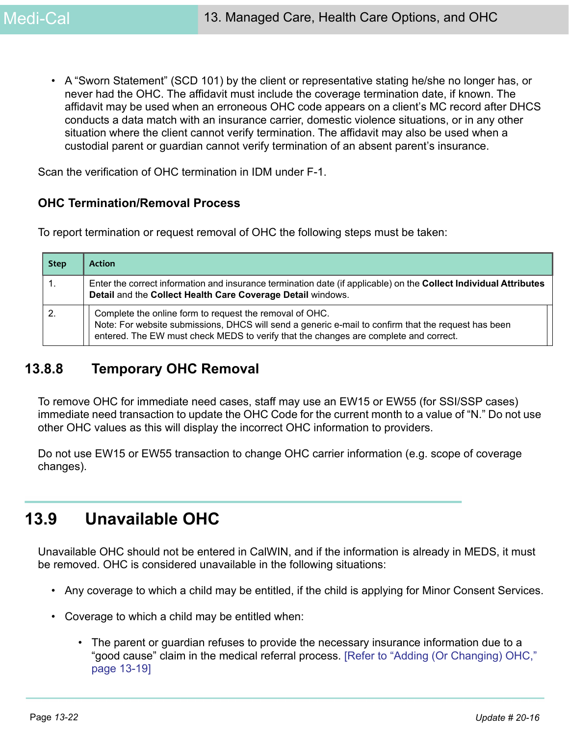- A "Sworn Statement" (SCD 101) by the client or representative stating he/she no longer has, or never had the OHC. The affidavit must include the coverage termination date, if known. The affidavit may be used when an erroneous OHC code appears on a client's MC record after DHCS conducts a data match with an insurance carrier, domestic violence situations, or in any other situation where the client cannot verify termination. The affidavit may also be used when a custodial parent or guardian cannot verify termination of an absent parent's insurance.

Scan the verification of OHC termination in IDM under F-1.

### OHC Termination/Removal Process

To report termination or request removal of OHC the following steps must be taken:

| Step | Action |
|---|---|
| 1. | Enter the correct information and insurance termination date (if applicable) on the **Collect Individual Attributes Detail** and the **Collect Health Care Coverage Detail** windows. |
| 2. | Complete the online form to request the removal of OHC.<br>Note: For website submissions, DHCS will send a generic e-mail to confirm that the request has been entered. The EW must check MEDS to verify that the changes are complete and correct. |

## 13.8.8 Temporary OHC Removal

To remove OHC for immediate need cases, staff may use an EW15 or EW55 (for SSI/SSP cases) immediate need transaction to update the OHC Code for the current month to a value of "N." Do not use other OHC values as this will display the incorrect OHC information to providers.

Do not use EW15 or EW55 transaction to change OHC carrier information (e.g. scope of coverage changes).

# 13.9 Unavailable OHC

Unavailable OHC should not be entered in CalWIN, and if the information is already in MEDS, it must be removed. OHC is considered unavailable in the following situations:

- Any coverage to which a child may be entitled, if the child is applying for Minor Consent Services.
- Coverage to which a child may be entitled when:
  - The parent or guardian refuses to provide the necessary insurance information due to a "good cause" claim in the medical referral process. [Refer to "Adding (Or Changing) OHC," page 13-19]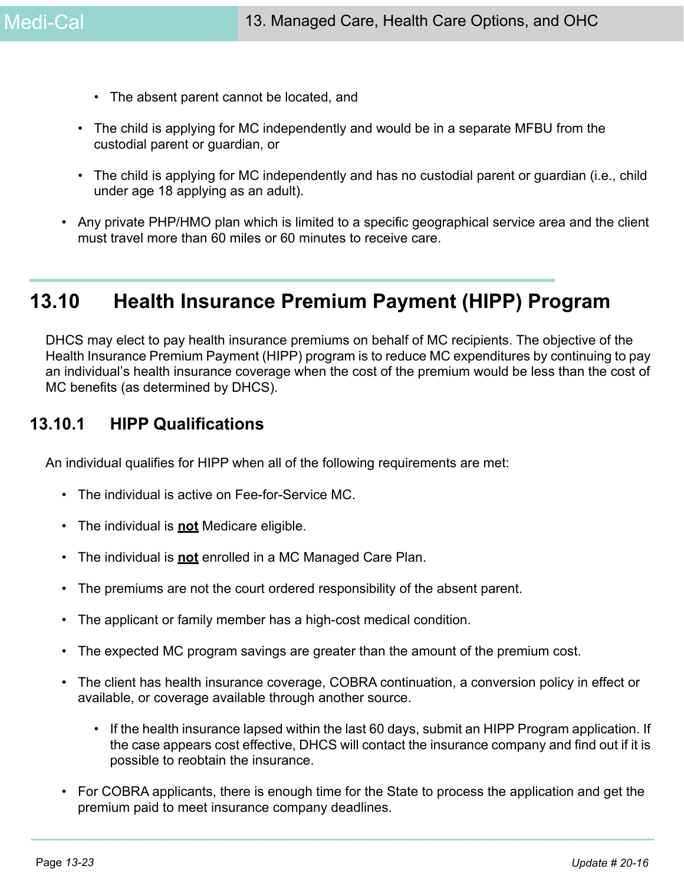- The absent parent cannot be located, and

- The child is applying for MC independently and would be in a separate MFBU from the custodial parent or guardian, or

- The child is applying for MC independently and has no custodial parent or guardian (i.e., child under age 18 applying as an adult).

- Any private PHP/HMO plan which is limited to a specific geographical service area and the client must travel more than 60 miles or 60 minutes to receive care.

## 13.10 Health Insurance Premium Payment (HIPP) Program

DHCS may elect to pay health insurance premiums on behalf of MC recipients. The objective of the Health Insurance Premium Payment (HIPP) program is to reduce MC expenditures by continuing to pay an individual's health insurance coverage when the cost of the premium would be less than the cost of MC benefits (as determined by DHCS).

### 13.10.1 HIPP Qualifications

An individual qualifies for HIPP when all of the following requirements are met:

- The individual is active on Fee-for-Service MC.
- The individual is **not** Medicare eligible.
- The individual is **not** enrolled in a MC Managed Care Plan.
- The premiums are not the court ordered responsibility of the absent parent.
- The applicant or family member has a high-cost medical condition.
- The expected MC program savings are greater than the amount of the premium cost.
- The client has health insurance coverage, COBRA continuation, a conversion policy in effect or available, or coverage available through another source.
  - If the health insurance lapsed within the last 60 days, submit an HIPP Program application. If the case appears cost effective, DHCS will contact the insurance company and find out if it is possible to reobtain the insurance.
- For COBRA applicants, there is enough time for the State to process the application and get the premium paid to meet insurance company deadlines.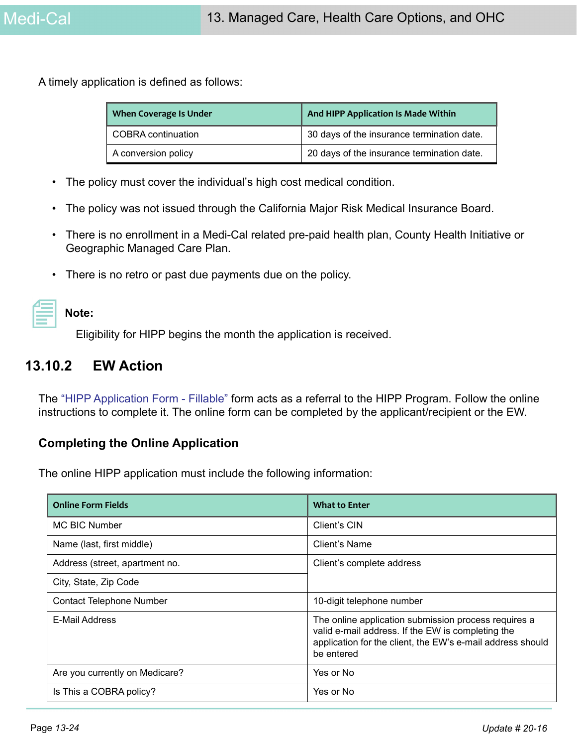A timely application is defined as follows:

| When Coverage Is Under | And HIPP Application Is Made Within |
| --- | --- |
| COBRA continuation | 30 days of the insurance termination date. |
| A conversion policy | 20 days of the insurance termination date. |

- The policy must cover the individual's high cost medical condition.
- The policy was not issued through the California Major Risk Medical Insurance Board.
- There is no enrollment in a Medi-Cal related pre-paid health plan, County Health Initiative or Geographic Managed Care Plan.
- There is no retro or past due payments due on the policy.

**Note:**

Eligibility for HIPP begins the month the application is received.

## 13.10.2 EW Action

The "HIPP Application Form - Fillable" form acts as a referral to the HIPP Program. Follow the online instructions to complete it. The online form can be completed by the applicant/recipient or the EW.

### Completing the Online Application

The online HIPP application must include the following information:

| Online Form Fields | What to Enter |
| --- | --- |
| MC BIC Number | Client's CIN |
| Name (last, first middle) | Client's Name |
| Address (street, apartment no. | Client's complete address |
| City, State, Zip Code | |
| Contact Telephone Number | 10-digit telephone number |
| E-Mail Address | The online application submission process requires a valid e-mail address. If the EW is completing the application for the client, the EW's e-mail address should be entered |
| Are you currently on Medicare? | Yes or No |
| Is This a COBRA policy? | Yes or No |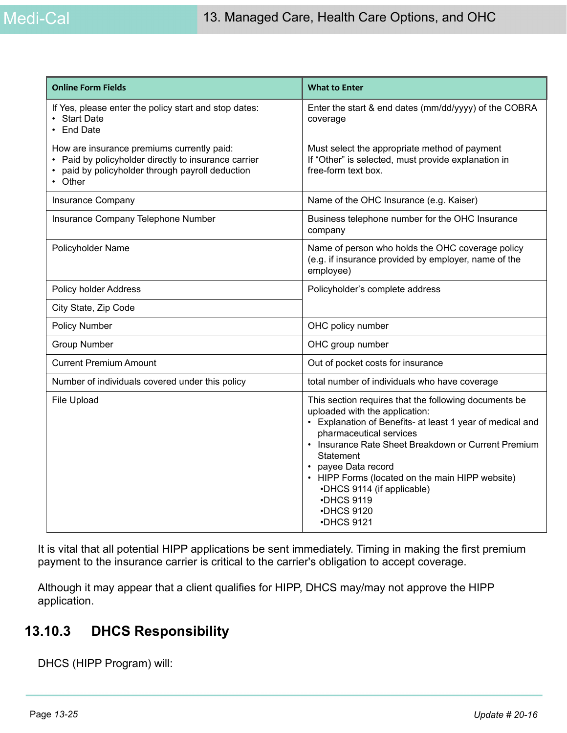| Online Form Fields | What to Enter |
| --- | --- |
| If Yes, please enter the policy start and stop dates:<br>• Start Date<br>• End Date | Enter the start & end dates (mm/dd/yyyy) of the COBRA coverage |
| How are insurance premiums currently paid:<br>• Paid by policyholder directly to insurance carrier<br>• paid by policyholder through payroll deduction<br>• Other | Must select the appropriate method of payment<br>If "Other" is selected, must provide explanation in free-form text box. |
| Insurance Company | Name of the OHC Insurance (e.g. Kaiser) |
| Insurance Company Telephone Number | Business telephone number for the OHC Insurance company |
| Policyholder Name | Name of person who holds the OHC coverage policy (e.g. if insurance provided by employer, name of the employee) |
| Policy holder Address | Policyholder's complete address |
| City State, Zip Code | |
| Policy Number | OHC policy number |
| Group Number | OHC group number |
| Current Premium Amount | Out of pocket costs for insurance |
| Number of individuals covered under this policy | total number of individuals who have coverage |
| File Upload | This section requires that the following documents be uploaded with the application:<br>• Explanation of Benefits- at least 1 year of medical and pharmaceutical services<br>• Insurance Rate Sheet Breakdown or Current Premium Statement<br>• payee Data record<br>• HIPP Forms (located on the main HIPP website)<br>•DHCS 9114 (if applicable)<br>•DHCS 9119<br>•DHCS 9120<br>•DHCS 9121 |

It is vital that all potential HIPP applications be sent immediately. Timing in making the first premium payment to the insurance carrier is critical to the carrier's obligation to accept coverage.

Although it may appear that a client qualifies for HIPP, DHCS may/may not approve the HIPP application.

## 13.10.3 DHCS Responsibility

DHCS (HIPP Program) will: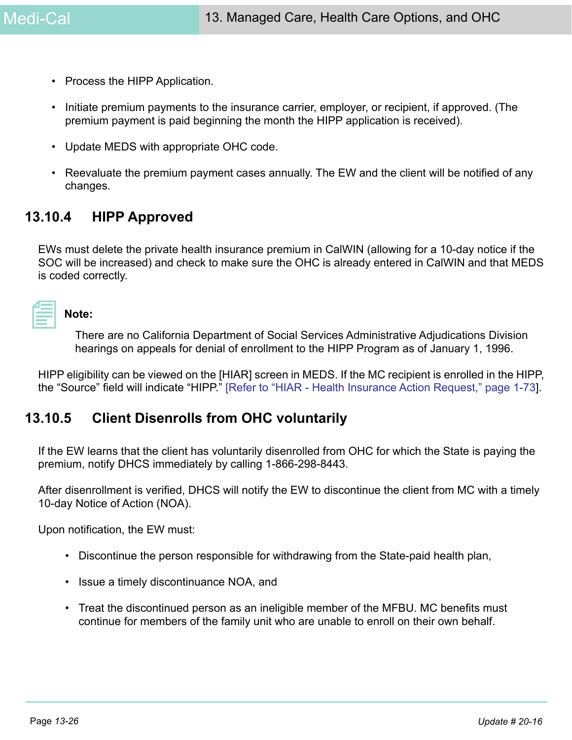- Process the HIPP Application.
- Initiate premium payments to the insurance carrier, employer, or recipient, if approved. (The premium payment is paid beginning the month the HIPP application is received).
- Update MEDS with appropriate OHC code.
- Reevaluate the premium payment cases annually. The EW and the client will be notified of any changes.

### 13.10.4 HIPP Approved

EWs must delete the private health insurance premium in CalWIN (allowing for a 10-day notice if the SOC will be increased) and check to make sure the OHC is already entered in CalWIN and that MEDS is coded correctly.

**Note:**

There are no California Department of Social Services Administrative Adjudications Division hearings on appeals for denial of enrollment to the HIPP Program as of January 1, 1996.

HIPP eligibility can be viewed on the [HIAR] screen in MEDS. If the MC recipient is enrolled in the HIPP, the “Source” field will indicate “HIPP.” [Refer to “HIAR - Health Insurance Action Request,” page 1-73].

### 13.10.5 Client Disenrolls from OHC voluntarily

If the EW learns that the client has voluntarily disenrolled from OHC for which the State is paying the premium, notify DHCS immediately by calling 1-866-298-8443.

After disenrollment is verified, DHCS will notify the EW to discontinue the client from MC with a timely 10-day Notice of Action (NOA).

Upon notification, the EW must:

- Discontinue the person responsible for withdrawing from the State-paid health plan,
- Issue a timely discontinuance NOA, and
- Treat the discontinued person as an ineligible member of the MFBU. MC benefits must continue for members of the family unit who are unable to enroll on their own behalf.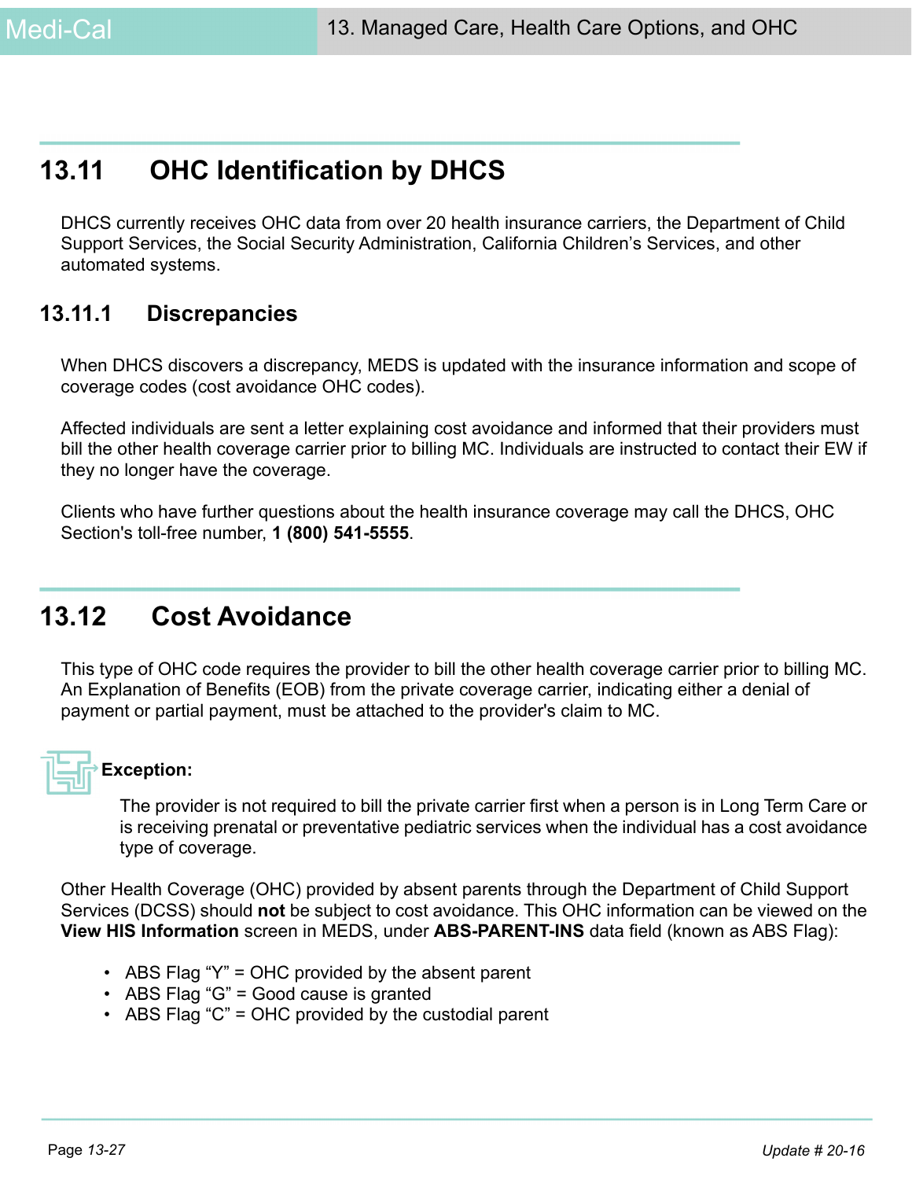## 13.11 OHC Identification by DHCS

DHCS currently receives OHC data from over 20 health insurance carriers, the Department of Child Support Services, the Social Security Administration, California Children's Services, and other automated systems.

### 13.11.1 Discrepancies

When DHCS discovers a discrepancy, MEDS is updated with the insurance information and scope of coverage codes (cost avoidance OHC codes).

Affected individuals are sent a letter explaining cost avoidance and informed that their providers must bill the other health coverage carrier prior to billing MC. Individuals are instructed to contact their EW if they no longer have the coverage.

Clients who have further questions about the health insurance coverage may call the DHCS, OHC Section's toll-free number, **1 (800) 541-5555**.

## 13.12 Cost Avoidance

This type of OHC code requires the provider to bill the other health coverage carrier prior to billing MC. An Explanation of Benefits (EOB) from the private coverage carrier, indicating either a denial of payment or partial payment, must be attached to the provider's claim to MC.

**Exception:**

The provider is not required to bill the private carrier first when a person is in Long Term Care or is receiving prenatal or preventative pediatric services when the individual has a cost avoidance type of coverage.

Other Health Coverage (OHC) provided by absent parents through the Department of Child Support Services (DCSS) should **not** be subject to cost avoidance. This OHC information can be viewed on the **View HIS Information** screen in MEDS, under **ABS-PARENT-INS** data field (known as ABS Flag):

- ABS Flag “Y” = OHC provided by the absent parent
- ABS Flag “G” = Good cause is granted
- ABS Flag “C” = OHC provided by the custodial parent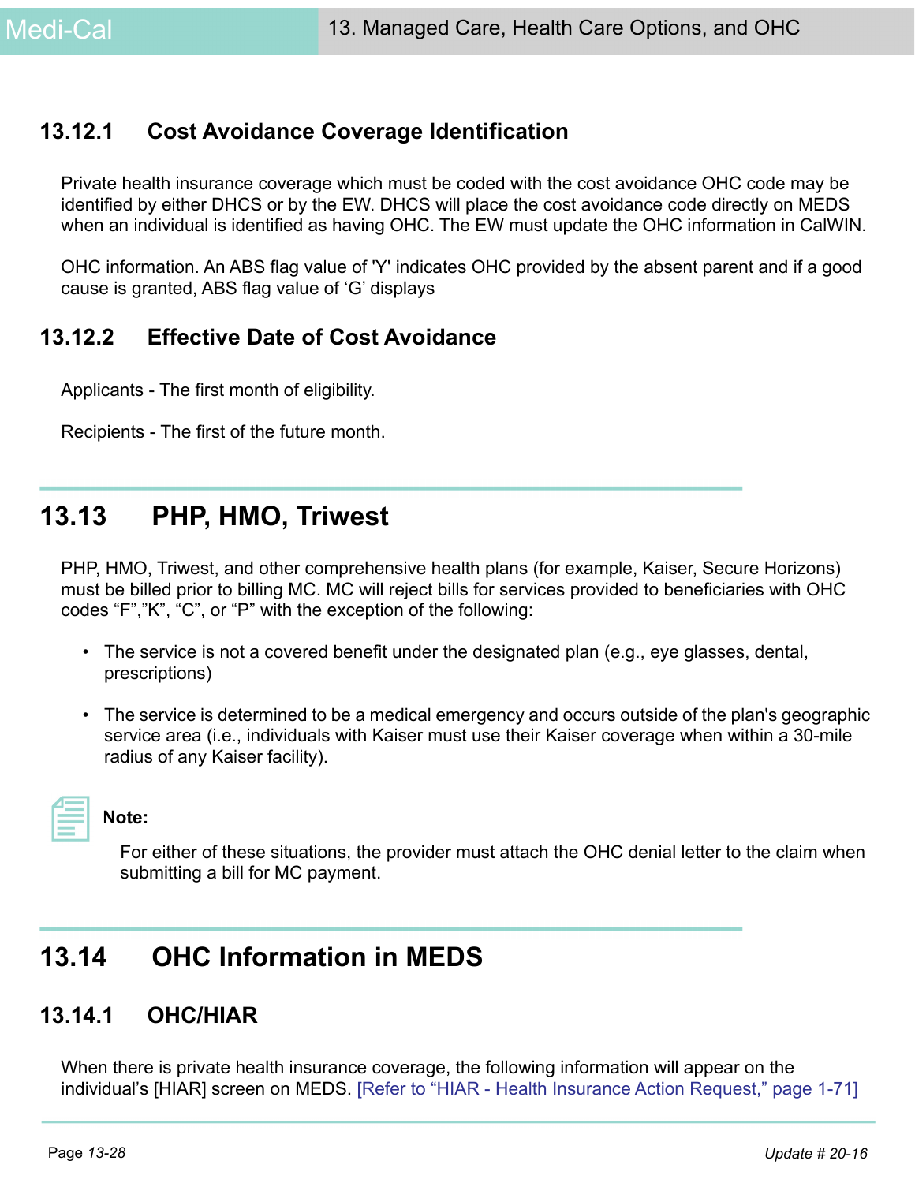### 13.12.1 Cost Avoidance Coverage Identification

Private health insurance coverage which must be coded with the cost avoidance OHC code may be identified by either DHCS or by the EW. DHCS will place the cost avoidance code directly on MEDS when an individual is identified as having OHC. The EW must update the OHC information in CalWIN.

OHC information. An ABS flag value of 'Y' indicates OHC provided by the absent parent and if a good cause is granted, ABS flag value of 'G' displays

### 13.12.2 Effective Date of Cost Avoidance

Applicants - The first month of eligibility.

Recipients - The first of the future month.

## 13.13 PHP, HMO, Triwest

PHP, HMO, Triwest, and other comprehensive health plans (for example, Kaiser, Secure Horizons) must be billed prior to billing MC. MC will reject bills for services provided to beneficiaries with OHC codes "F","K", "C", or "P" with the exception of the following:

- The service is not a covered benefit under the designated plan (e.g., eye glasses, dental, prescriptions)
- The service is determined to be a medical emergency and occurs outside of the plan's geographic service area (i.e., individuals with Kaiser must use their Kaiser coverage when within a 30-mile radius of any Kaiser facility).

**Note:**

For either of these situations, the provider must attach the OHC denial letter to the claim when submitting a bill for MC payment.

## 13.14 OHC Information in MEDS

### 13.14.1 OHC/HIAR

When there is private health insurance coverage, the following information will appear on the individual's [HIAR] screen on MEDS. [Refer to "HIAR - Health Insurance Action Request," page 1-71]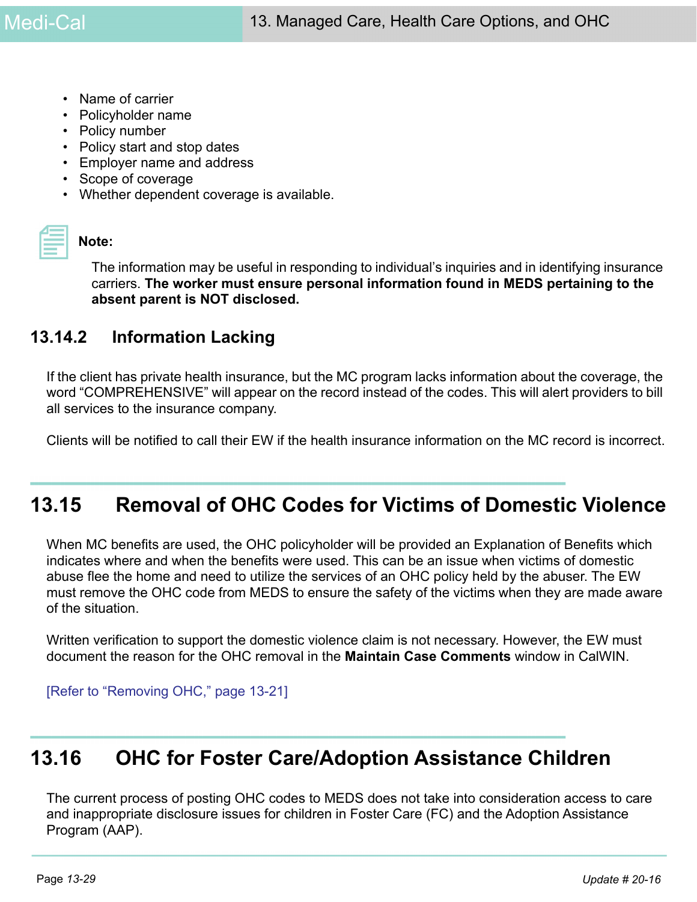- Name of carrier
- Policyholder name
- Policy number
- Policy start and stop dates
- Employer name and address
- Scope of coverage
- Whether dependent coverage is available.

**Note:**

The information may be useful in responding to individual's inquiries and in identifying insurance carriers. **The worker must ensure personal information found in MEDS pertaining to the absent parent is NOT disclosed.**

### 13.14.2 Information Lacking

If the client has private health insurance, but the MC program lacks information about the coverage, the word "COMPREHENSIVE" will appear on the record instead of the codes. This will alert providers to bill all services to the insurance company.

Clients will be notified to call their EW if the health insurance information on the MC record is incorrect.

## 13.15 Removal of OHC Codes for Victims of Domestic Violence

When MC benefits are used, the OHC policyholder will be provided an Explanation of Benefits which indicates where and when the benefits were used. This can be an issue when victims of domestic abuse flee the home and need to utilize the services of an OHC policy held by the abuser. The EW must remove the OHC code from MEDS to ensure the safety of the victims when they are made aware of the situation.

Written verification to support the domestic violence claim is not necessary. However, the EW must document the reason for the OHC removal in the **Maintain Case Comments** window in CalWIN.

[Refer to "Removing OHC," page 13-21]

## 13.16 OHC for Foster Care/Adoption Assistance Children

The current process of posting OHC codes to MEDS does not take into consideration access to care and inappropriate disclosure issues for children in Foster Care (FC) and the Adoption Assistance Program (AAP).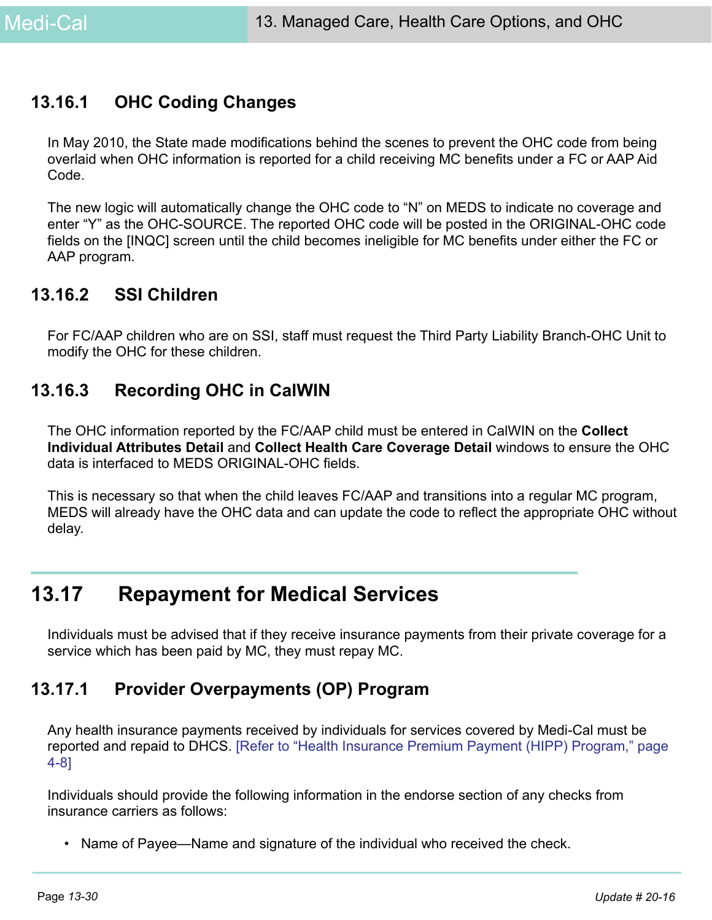### 13.16.1 OHC Coding Changes

In May 2010, the State made modifications behind the scenes to prevent the OHC code from being overlaid when OHC information is reported for a child receiving MC benefits under a FC or AAP Aid Code.

The new logic will automatically change the OHC code to “N” on MEDS to indicate no coverage and enter “Y” as the OHC-SOURCE. The reported OHC code will be posted in the ORIGINAL-OHC code fields on the [INQC] screen until the child becomes ineligible for MC benefits under either the FC or AAP program.

### 13.16.2 SSI Children

For FC/AAP children who are on SSI, staff must request the Third Party Liability Branch-OHC Unit to modify the OHC for these children.

### 13.16.3 Recording OHC in CalWIN

The OHC information reported by the FC/AAP child must be entered in CalWIN on the **Collect Individual Attributes Detail** and **Collect Health Care Coverage Detail** windows to ensure the OHC data is interfaced to MEDS ORIGINAL-OHC fields.

This is necessary so that when the child leaves FC/AAP and transitions into a regular MC program, MEDS will already have the OHC data and can update the code to reflect the appropriate OHC without delay.

## 13.17 Repayment for Medical Services

Individuals must be advised that if they receive insurance payments from their private coverage for a service which has been paid by MC, they must repay MC.

### 13.17.1 Provider Overpayments (OP) Program

Any health insurance payments received by individuals for services covered by Medi-Cal must be reported and repaid to DHCS. [Refer to “Health Insurance Premium Payment (HIPP) Program,” page 4-8]

Individuals should provide the following information in the endorse section of any checks from insurance carriers as follows:

- Name of Payee—Name and signature of the individual who received the check.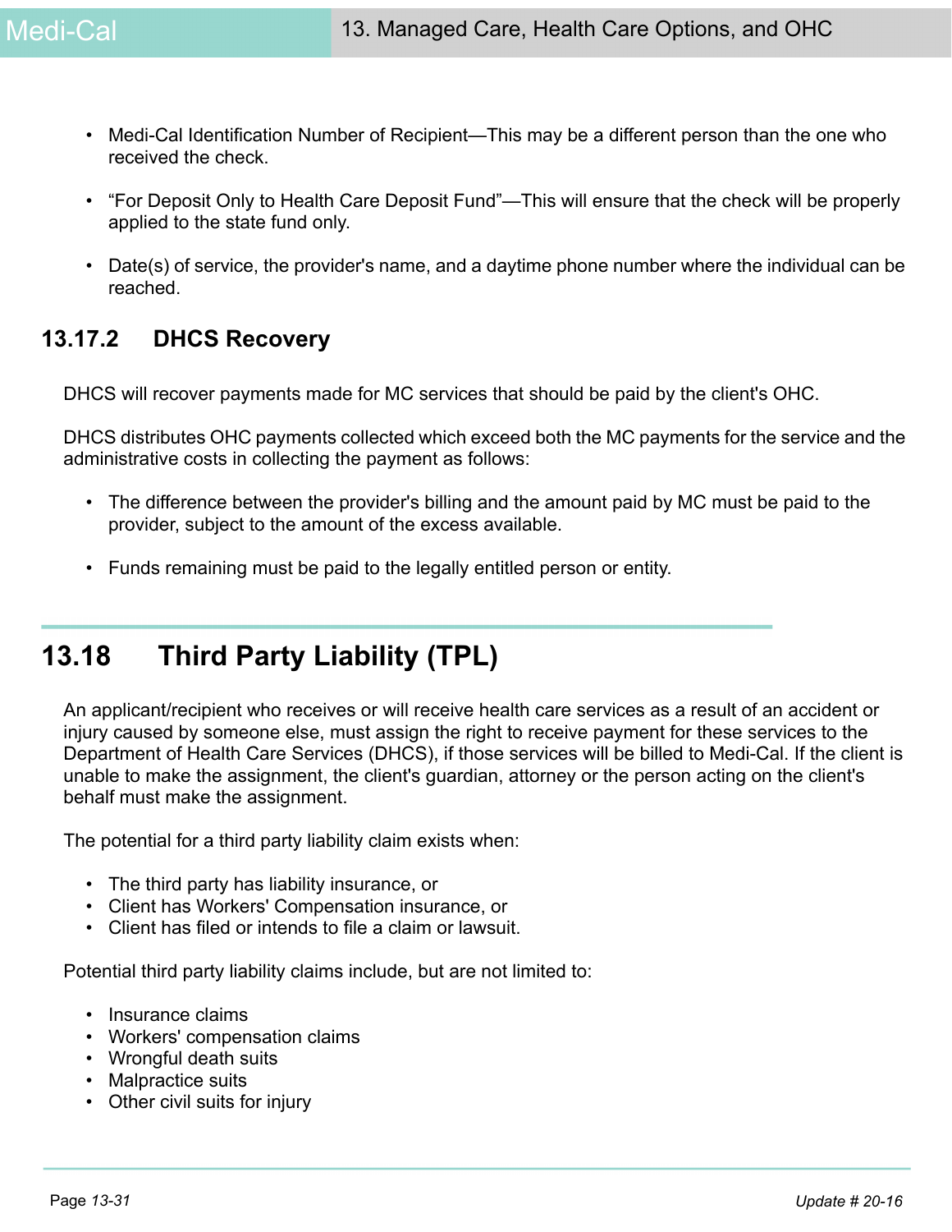- Medi-Cal Identification Number of Recipient—This may be a different person than the one who received the check.
- "For Deposit Only to Health Care Deposit Fund"—This will ensure that the check will be properly applied to the state fund only.
- Date(s) of service, the provider's name, and a daytime phone number where the individual can be reached.

### 13.17.2 DHCS Recovery

DHCS will recover payments made for MC services that should be paid by the client's OHC.

DHCS distributes OHC payments collected which exceed both the MC payments for the service and the administrative costs in collecting the payment as follows:

- The difference between the provider's billing and the amount paid by MC must be paid to the provider, subject to the amount of the excess available.
- Funds remaining must be paid to the legally entitled person or entity.

## 13.18 Third Party Liability (TPL)

An applicant/recipient who receives or will receive health care services as a result of an accident or injury caused by someone else, must assign the right to receive payment for these services to the Department of Health Care Services (DHCS), if those services will be billed to Medi-Cal. If the client is unable to make the assignment, the client's guardian, attorney or the person acting on the client's behalf must make the assignment.

The potential for a third party liability claim exists when:

- The third party has liability insurance, or
- Client has Workers' Compensation insurance, or
- Client has filed or intends to file a claim or lawsuit.

Potential third party liability claims include, but are not limited to:

- Insurance claims
- Workers' compensation claims
- Wrongful death suits
- Malpractice suits
- Other civil suits for injury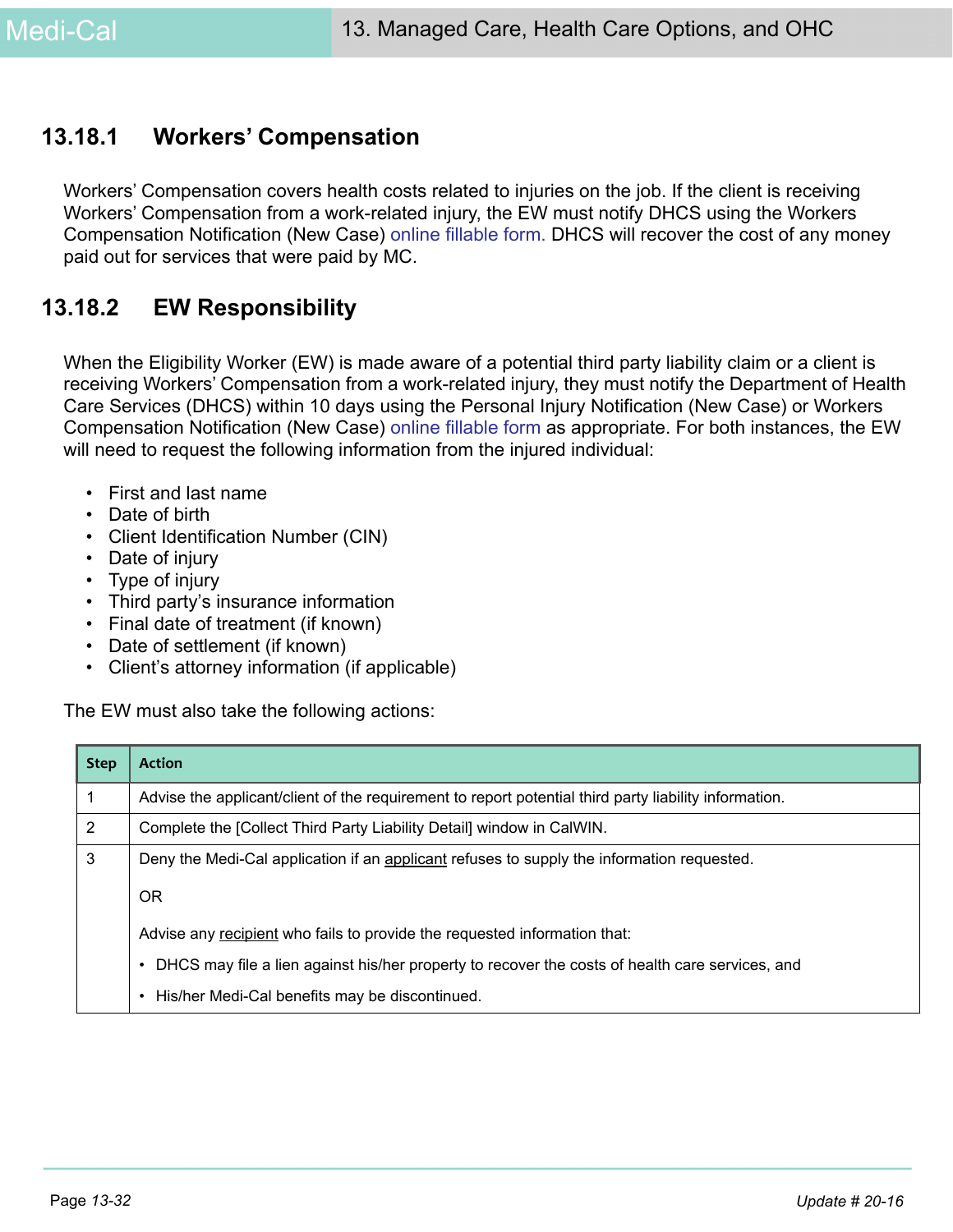### 13.18.1 Workers' Compensation

Workers' Compensation covers health costs related to injuries on the job. If the client is receiving Workers' Compensation from a work-related injury, the EW must notify DHCS using the Workers Compensation Notification (New Case) online fillable form. DHCS will recover the cost of any money paid out for services that were paid by MC.

### 13.18.2 EW Responsibility

When the Eligibility Worker (EW) is made aware of a potential third party liability claim or a client is receiving Workers' Compensation from a work-related injury, they must notify the Department of Health Care Services (DHCS) within 10 days using the Personal Injury Notification (New Case) or Workers Compensation Notification (New Case) online fillable form as appropriate. For both instances, the EW will need to request the following information from the injured individual:

- First and last name
- Date of birth
- Client Identification Number (CIN)
- Date of injury
- Type of injury
- Third party's insurance information
- Final date of treatment (if known)
- Date of settlement (if known)
- Client's attorney information (if applicable)

The EW must also take the following actions:

| Step | Action |
|---|---|
| 1 | Advise the applicant/client of the requirement to report potential third party liability information. |
| 2 | Complete the [Collect Third Party Liability Detail] window in CalWIN. |
| 3 | Deny the Medi-Cal application if an applicant refuses to supply the information requested.<br><br>OR<br><br>Advise any recipient who fails to provide the requested information that:<br>• DHCS may file a lien against his/her property to recover the costs of health care services, and<br>• His/her Medi-Cal benefits may be discontinued. |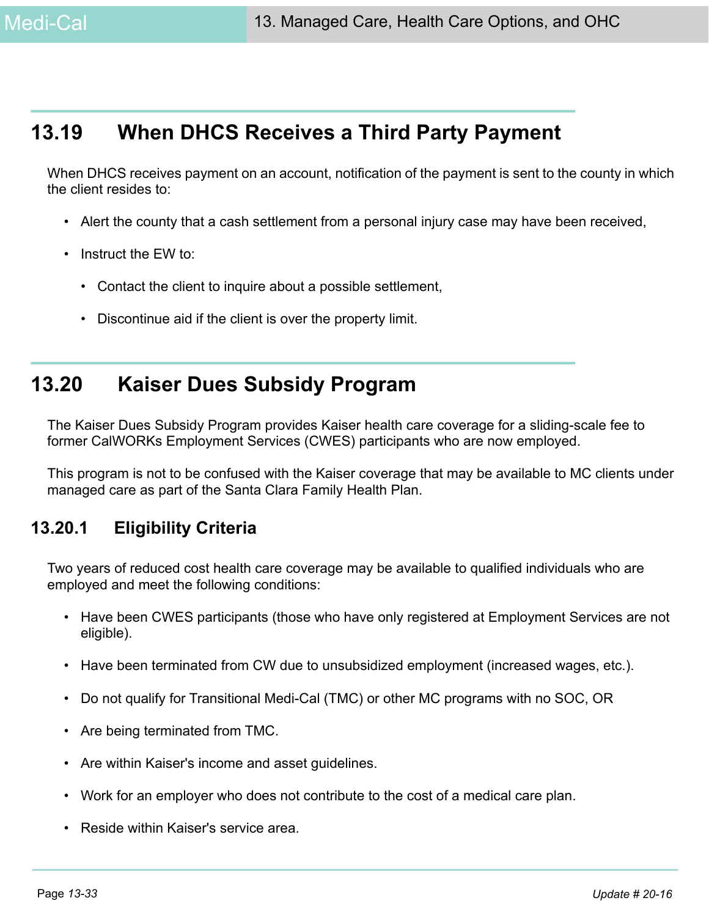## 13.19 When DHCS Receives a Third Party Payment

When DHCS receives payment on an account, notification of the payment is sent to the county in which the client resides to:

- Alert the county that a cash settlement from a personal injury case may have been received,
- Instruct the EW to:
  - Contact the client to inquire about a possible settlement,
  - Discontinue aid if the client is over the property limit.

## 13.20 Kaiser Dues Subsidy Program

The Kaiser Dues Subsidy Program provides Kaiser health care coverage for a sliding-scale fee to former CalWORKs Employment Services (CWES) participants who are now employed.

This program is not to be confused with the Kaiser coverage that may be available to MC clients under managed care as part of the Santa Clara Family Health Plan.

### 13.20.1 Eligibility Criteria

Two years of reduced cost health care coverage may be available to qualified individuals who are employed and meet the following conditions:

- Have been CWES participants (those who have only registered at Employment Services are not eligible).
- Have been terminated from CW due to unsubsidized employment (increased wages, etc.).
- Do not qualify for Transitional Medi-Cal (TMC) or other MC programs with no SOC, OR
- Are being terminated from TMC.
- Are within Kaiser's income and asset guidelines.
- Work for an employer who does not contribute to the cost of a medical care plan.
- Reside within Kaiser's service area.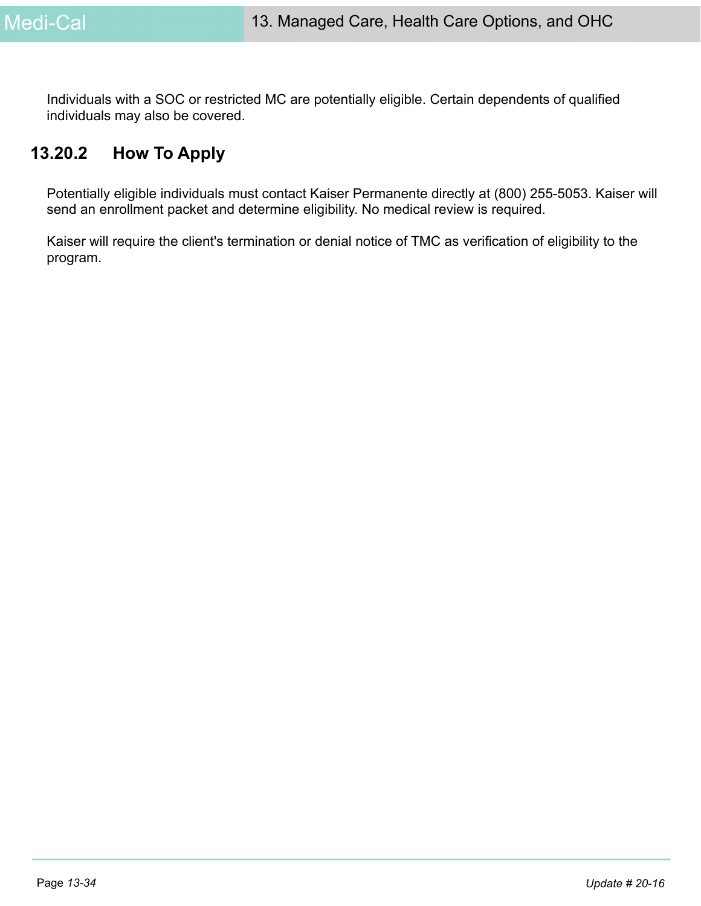Individuals with a SOC or restricted MC are potentially eligible. Certain dependents of qualified individuals may also be covered.

### 13.20.2 How To Apply

Potentially eligible individuals must contact Kaiser Permanente directly at (800) 255-5053. Kaiser will send an enrollment packet and determine eligibility. No medical review is required.

Kaiser will require the client's termination or denial notice of TMC as verification of eligibility to the program.